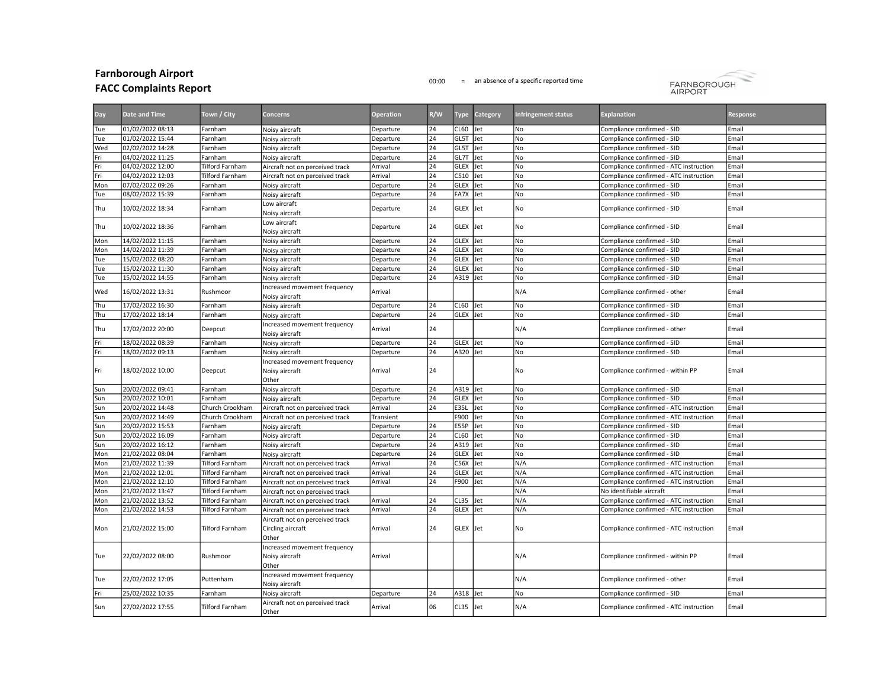# Farnborough Airport

## FACC Complaints Report

00:00 = an absence of a specific reported time

| Day | Date and Time | Town / City | Concerns | Operation | R/W | Type | Category | Infringement status | Explanation | Response |
|---|---|---|---|---|---|---|---|---|---|---|
| Tue | 01/02/2022 08:13 | Farnham | Noisy aircraft | Departure | 24 | CL60 | Jet | No | Compliance confirmed - SID | Email |
| Tue | 01/02/2022 15:44 | Farnham | Noisy aircraft | Departure | 24 | GL5T | Jet | No | Compliance confirmed - SID | Email |
| Wed | 02/02/2022 14:28 | Farnham | Noisy aircraft | Departure | 24 | GL5T | Jet | No | Compliance confirmed - SID | Email |
| Fri | 04/02/2022 11:25 | Farnham | Noisy aircraft | Departure | 24 | GL7T | Jet | No | Compliance confirmed - SID | Email |
| Fri | 04/02/2022 12:00 | Tilford Farnham | Aircraft not on perceived track | Arrival | 24 | GLEX | Jet | No | Compliance confirmed - ATC instruction | Email |
| Fri | 04/02/2022 12:03 | Tilford Farnham | Aircraft not on perceived track | Arrival | 24 | C510 | Jet | No | Compliance confirmed - ATC instruction | Email |
| Mon | 07/02/2022 09:26 | Farnham | Noisy aircraft | Departure | 24 | GLEX | Jet | No | Compliance confirmed - SID | Email |
| Tue | 08/02/2022 15:39 | Farnham | Noisy aircraft | Departure | 24 | FA7X | Jet | No | Compliance confirmed - SID | Email |
| Thu | 10/02/2022 18:34 | Farnham | Low aircraft<br>Noisy aircraft | Departure | 24 | GLEX | Jet | No | Compliance confirmed - SID | Email |
| Thu | 10/02/2022 18:36 | Farnham | Low aircraft<br>Noisy aircraft | Departure | 24 | GLEX | Jet | No | Compliance confirmed - SID | Email |
| Mon | 14/02/2022 11:15 | Farnham | Noisy aircraft | Departure | 24 | GLEX | Jet | No | Compliance confirmed - SID | Email |
| Mon | 14/02/2022 11:39 | Farnham | Noisy aircraft | Departure | 24 | GLEX | Jet | No | Compliance confirmed - SID | Email |
| Tue | 15/02/2022 08:20 | Farnham | Noisy aircraft | Departure | 24 | GLEX | Jet | No | Compliance confirmed - SID | Email |
| Tue | 15/02/2022 11:30 | Farnham | Noisy aircraft | Departure | 24 | GLEX | Jet | No | Compliance confirmed - SID | Email |
| Tue | 15/02/2022 14:55 | Farnham | Noisy aircraft | Departure | 24 | A319 | Jet | No | Compliance confirmed - SID | Email |
| Wed | 16/02/2022 13:31 | Rushmoor | Increased movement frequency<br>Noisy aircraft | Arrival | | | | N/A | Compliance confirmed - other | Email |
| Thu | 17/02/2022 16:30 | Farnham | Noisy aircraft | Departure | 24 | CL60 | Jet | No | Compliance confirmed - SID | Email |
| Thu | 17/02/2022 18:14 | Farnham | Noisy aircraft | Departure | 24 | GLEX | Jet | No | Compliance confirmed - SID | Email |
| Thu | 17/02/2022 20:00 | Deepcut | Increased movement frequency<br>Noisy aircraft | Arrival | 24 | | | N/A | Compliance confirmed - other | Email |
| Fri | 18/02/2022 08:39 | Farnham | Noisy aircraft | Departure | 24 | GLEX | Jet | No | Compliance confirmed - SID | Email |
| Fri | 18/02/2022 09:13 | Farnham | Noisy aircraft | Departure | 24 | A320 | Jet | No | Compliance confirmed - SID | Email |
| Fri | 18/02/2022 10:00 | Deepcut | Increased movement frequency<br>Noisy aircraft<br>Other | Arrival | 24 | | | No | Compliance confirmed - within PP | Email |
| Sun | 20/02/2022 09:41 | Farnham | Noisy aircraft | Departure | 24 | A319 | Jet | No | Compliance confirmed - SID | Email |
| Sun | 20/02/2022 10:01 | Farnham | Noisy aircraft | Departure | 24 | GLEX | Jet | No | Compliance confirmed - SID | Email |
| Sun | 20/02/2022 14:48 | Church Crookham | Aircraft not on perceived track | Arrival | 24 | E35L | Jet | No | Compliance confirmed - ATC instruction | Email |
| Sun | 20/02/2022 14:49 | Church Crookham | Aircraft not on perceived track | Transient | | F900 | Jet | No | Compliance confirmed - ATC instruction | Email |
| Sun | 20/02/2022 15:53 | Farnham | Noisy aircraft | Departure | 24 | E55P | Jet | No | Compliance confirmed - SID | Email |
| Sun | 20/02/2022 16:09 | Farnham | Noisy aircraft | Departure | 24 | CL60 | Jet | No | Compliance confirmed - SID | Email |
| Sun | 20/02/2022 16:12 | Farnham | Noisy aircraft | Departure | 24 | A319 | Jet | No | Compliance confirmed - SID | Email |
| Mon | 21/02/2022 08:04 | Farnham | Noisy aircraft | Departure | 24 | GLEX | Jet | No | Compliance confirmed - SID | Email |
| Mon | 21/02/2022 11:39 | Tilford Farnham | Aircraft not on perceived track | Arrival | 24 | C56X | Jet | N/A | Compliance confirmed - ATC instruction | Email |
| Mon | 21/02/2022 12:01 | Tilford Farnham | Aircraft not on perceived track | Arrival | 24 | GLEX | Jet | N/A | Compliance confirmed - ATC instruction | Email |
| Mon | 21/02/2022 12:10 | Tilford Farnham | Aircraft not on perceived track | Arrival | 24 | F900 | Jet | N/A | Compliance confirmed - ATC instruction | Email |
| Mon | 21/02/2022 13:47 | Tilford Farnham | Aircraft not on perceived track | | | | | N/A | No identifiable aircraft | Email |
| Mon | 21/02/2022 13:52 | Tilford Farnham | Aircraft not on perceived track | Arrival | 24 | CL35 | Jet | N/A | Compliance confirmed - ATC instruction | Email |
| Mon | 21/02/2022 14:53 | Tilford Farnham | Aircraft not on perceived track | Arrival | 24 | GLEX | Jet | N/A | Compliance confirmed - ATC instruction | Email |
| Mon | 21/02/2022 15:00 | Tilford Farnham | Aircraft not on perceived track<br>Circling aircraft<br>Other | Arrival | 24 | GLEX | Jet | No | Compliance confirmed - ATC instruction | Email |
| Tue | 22/02/2022 08:00 | Rushmoor | Increased movement frequency<br>Noisy aircraft<br>Other | Arrival | | | | N/A | Compliance confirmed - within PP | Email |
| Tue | 22/02/2022 17:05 | Puttenham | Increased movement frequency<br>Noisy aircraft | | | | | N/A | Compliance confirmed - other | Email |
| Fri | 25/02/2022 10:35 | Farnham | Noisy aircraft | Departure | 24 | A318 | Jet | No | Compliance confirmed - SID | Email |
| Sun | 27/02/2022 17:55 | Tilford Farnham | Aircraft not on perceived track<br>Other | Arrival | 06 | CL35 | Jet | N/A | Compliance confirmed - ATC instruction | Email |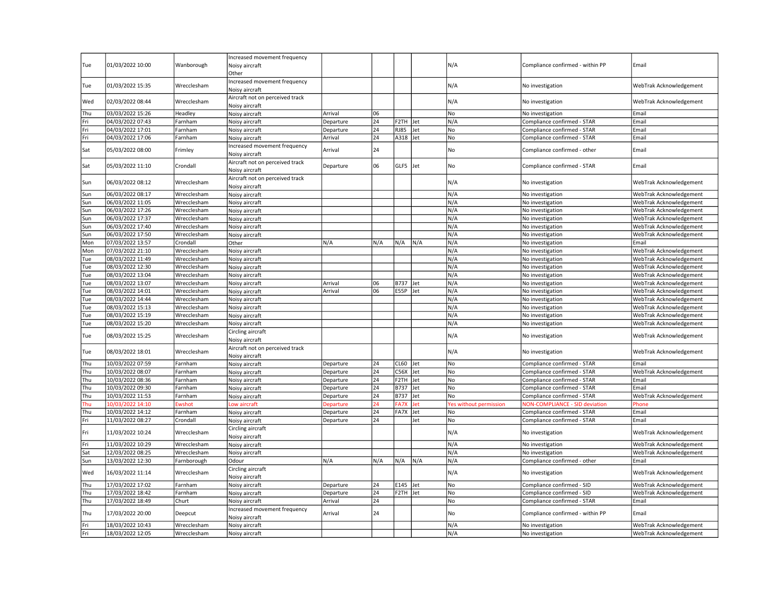| | | | | | | | | | | |
|---|---|---|---|---|---|---|---|---|---|---|
| Tue | 01/03/2022 10:00 | Wanborough | Increased movement frequency<br>Noisy aircraft<br>Other | | | | | N/A | Compliance confirmed - within PP | Email |
| Tue | 01/03/2022 15:35 | Wrecclesham | Increased movement frequency<br>Noisy aircraft | | | | | N/A | No investigation | WebTrak Acknowledgement |
| Wed | 02/03/2022 08:44 | Wrecclesham | Aircraft not on perceived track<br>Noisy aircraft | | | | | N/A | No investigation | WebTrak Acknowledgement |
| Thu | 03/03/2022 15:26 | Headley | Noisy aircraft | Arrival | 06 | | | No | No investigation | Email |
| Fri | 04/03/2022 07:43 | Farnham | Noisy aircraft | Departure | 24 | F2TH | Jet | N/A | Compliance confirmed - STAR | Email |
| Fri | 04/03/2022 17:01 | Farnham | Noisy aircraft | Departure | 24 | RJ85 | Jet | No | Compliance confirmed - STAR | Email |
| Fri | 04/03/2022 17:06 | Farnham | Noisy aircraft | Arrival | 24 | A318 | Jet | No | Compliance confirmed - STAR | Email |
| Sat | 05/03/2022 08:00 | Frimley | Increased movement frequency<br>Noisy aircraft | Arrival | 24 | | | No | Compliance confirmed - other | Email |
| Sat | 05/03/2022 11:10 | Crondall | Aircraft not on perceived track<br>Noisy aircraft | Departure | 06 | GLF5 | Jet | No | Compliance confirmed - STAR | Email |
| Sun | 06/03/2022 08:12 | Wrecclesham | Aircraft not on perceived track<br>Noisy aircraft | | | | | N/A | No investigation | WebTrak Acknowledgement |
| Sun | 06/03/2022 08:17 | Wrecclesham | Noisy aircraft | | | | | N/A | No investigation | WebTrak Acknowledgement |
| Sun | 06/03/2022 11:05 | Wrecclesham | Noisy aircraft | | | | | N/A | No investigation | WebTrak Acknowledgement |
| Sun | 06/03/2022 17:26 | Wrecclesham | Noisy aircraft | | | | | N/A | No investigation | WebTrak Acknowledgement |
| Sun | 06/03/2022 17:37 | Wrecclesham | Noisy aircraft | | | | | N/A | No investigation | WebTrak Acknowledgement |
| Sun | 06/03/2022 17:40 | Wrecclesham | Noisy aircraft | | | | | N/A | No investigation | WebTrak Acknowledgement |
| Sun | 06/03/2022 17:50 | Wrecclesham | Noisy aircraft | | | | | N/A | No investigation | WebTrak Acknowledgement |
| Mon | 07/03/2022 13:57 | Crondall | Other | N/A | N/A | N/A | N/A | N/A | No investigation | Email |
| Mon | 07/03/2022 21:10 | Wrecclesham | Noisy aircraft | | | | | N/A | No investigation | WebTrak Acknowledgement |
| Tue | 08/03/2022 11:49 | Wrecclesham | Noisy aircraft | | | | | N/A | No investigation | WebTrak Acknowledgement |
| Tue | 08/03/2022 12:30 | Wrecclesham | Noisy aircraft | | | | | N/A | No investigation | WebTrak Acknowledgement |
| Tue | 08/03/2022 13:04 | Wrecclesham | Noisy aircraft | | | | | N/A | No investigation | WebTrak Acknowledgement |
| Tue | 08/03/2022 13:07 | Wrecclesham | Noisy aircraft | Arrival | 06 | B737 | Jet | N/A | No investigation | WebTrak Acknowledgement |
| Tue | 08/03/2022 14:01 | Wrecclesham | Noisy aircraft | Arrival | 06 | E55P | Jet | N/A | No investigation | WebTrak Acknowledgement |
| Tue | 08/03/2022 14:44 | Wrecclesham | Noisy aircraft | | | | | N/A | No investigation | WebTrak Acknowledgement |
| Tue | 08/03/2022 15:13 | Wrecclesham | Noisy aircraft | | | | | N/A | No investigation | WebTrak Acknowledgement |
| Tue | 08/03/2022 15:19 | Wrecclesham | Noisy aircraft | | | | | N/A | No investigation | WebTrak Acknowledgement |
| Tue | 08/03/2022 15:20 | Wrecclesham | Noisy aircraft | | | | | N/A | No investigation | WebTrak Acknowledgement |
| Tue | 08/03/2022 15:25 | Wrecclesham | Circling aircraft<br>Noisy aircraft | | | | | N/A | No investigation | WebTrak Acknowledgement |
| Tue | 08/03/2022 18:01 | Wrecclesham | Aircraft not on perceived track<br>Noisy aircraft | | | | | N/A | No investigation | WebTrak Acknowledgement |
| Thu | 10/03/2022 07:59 | Farnham | Noisy aircraft | Departure | 24 | CL60 | Jet | No | Compliance confirmed - STAR | Email |
| Thu | 10/03/2022 08:07 | Farnham | Noisy aircraft | Departure | 24 | C56X | Jet | No | Compliance confirmed - STAR | WebTrak Acknowledgement |
| Thu | 10/03/2022 08:36 | Farnham | Noisy aircraft | Departure | 24 | F2TH | Jet | No | Compliance confirmed - STAR | Email |
| Thu | 10/03/2022 09:30 | Farnham | Noisy aircraft | Departure | 24 | B737 | Jet | No | Compliance confirmed - STAR | Email |
| Thu | 10/03/2022 11:53 | Farnham | Noisy aircraft | Departure | 24 | B737 | Jet | No | Compliance confirmed - STAR | WebTrak Acknowledgement |
| Thu | 10/03/2022 14:10 | Ewshot | Low aircraft | Departure | 24 | FA7X | Jet | Yes without permission | NON-COMPLIANCE - SID deviation | Phone |
| Thu | 10/03/2022 14:12 | Farnham | Noisy aircraft | Departure | 24 | FA7X | Jet | No | Compliance confirmed - STAR | Email |
| Fri | 11/03/2022 08:27 | Crondall | Noisy aircraft | Departure | 24 | | Jet | No | Compliance confirmed - STAR | Email |
| Fri | 11/03/2022 10:24 | Wrecclesham | Circling aircraft<br>Noisy aircraft | | | | | N/A | No investigation | WebTrak Acknowledgement |
| Fri | 11/03/2022 10:29 | Wrecclesham | Noisy aircraft | | | | | N/A | No investigation | WebTrak Acknowledgement |
| Sat | 12/03/2022 08:25 | Wrecclesham | Noisy aircraft | | | | | N/A | No investigation | WebTrak Acknowledgement |
| Sun | 13/03/2022 12:30 | Farnborough | Odour | N/A | N/A | N/A | N/A | N/A | Compliance confirmed - other | Email |
| Wed | 16/03/2022 11:14 | Wrecclesham | Circling aircraft<br>Noisy aircraft | | | | | N/A | No investigation | WebTrak Acknowledgement |
| Thu | 17/03/2022 17:02 | Farnham | Noisy aircraft | Departure | 24 | E145 | Jet | No | Compliance confirmed - SID | WebTrak Acknowledgement |
| Thu | 17/03/2022 18:42 | Farnham | Noisy aircraft | Departure | 24 | F2TH | Jet | No | Compliance confirmed - SID | WebTrak Acknowledgement |
| Thu | 17/03/2022 18:49 | Churt | Noisy aircraft | Arrival | 24 | | | No | Compliance confirmed - STAR | Email |
| Thu | 17/03/2022 20:00 | Deepcut | Increased movement frequency<br>Noisy aircraft | Arrival | 24 | | | No | Compliance confirmed - within PP | Email |
| Fri | 18/03/2022 10:43 | Wrecclesham | Noisy aircraft | | | | | N/A | No investigation | WebTrak Acknowledgement |
| Fri | 18/03/2022 12:05 | Wrecclesham | Noisy aircraft | | | | | N/A | No investigation | WebTrak Acknowledgement |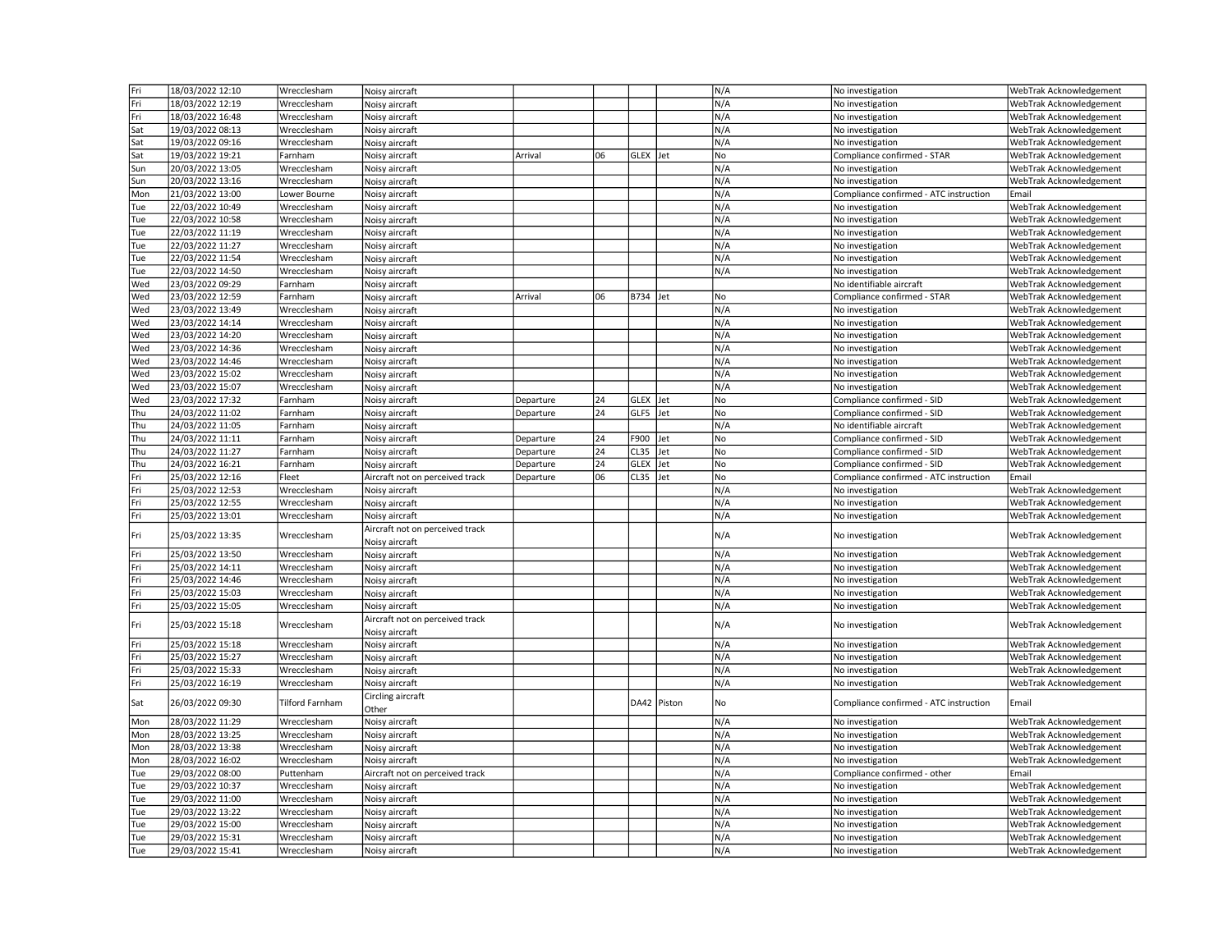| | | | | | | | | | | |
|---|---|---|---|---|---|---|---|---|---|---|
| Fri | 18/03/2022 12:10 | Wrecclesham | Noisy aircraft | | | | | N/A | No investigation | WebTrak Acknowledgement |
| Fri | 18/03/2022 12:19 | Wrecclesham | Noisy aircraft | | | | | N/A | No investigation | WebTrak Acknowledgement |
| Fri | 18/03/2022 16:48 | Wrecclesham | Noisy aircraft | | | | | N/A | No investigation | WebTrak Acknowledgement |
| Sat | 19/03/2022 08:13 | Wrecclesham | Noisy aircraft | | | | | N/A | No investigation | WebTrak Acknowledgement |
| Sat | 19/03/2022 09:16 | Wrecclesham | Noisy aircraft | | | | | N/A | No investigation | WebTrak Acknowledgement |
| Sat | 19/03/2022 19:21 | Farnham | Noisy aircraft | Arrival | 06 | GLEX | Jet | No | Compliance confirmed - STAR | WebTrak Acknowledgement |
| Sun | 20/03/2022 13:05 | Wrecclesham | Noisy aircraft | | | | | N/A | No investigation | WebTrak Acknowledgement |
| Sun | 20/03/2022 13:16 | Wrecclesham | Noisy aircraft | | | | | N/A | No investigation | WebTrak Acknowledgement |
| Mon | 21/03/2022 13:00 | Lower Bourne | Noisy aircraft | | | | | N/A | Compliance confirmed - ATC instruction | Email |
| Tue | 22/03/2022 10:49 | Wrecclesham | Noisy aircraft | | | | | N/A | No investigation | WebTrak Acknowledgement |
| Tue | 22/03/2022 10:58 | Wrecclesham | Noisy aircraft | | | | | N/A | No investigation | WebTrak Acknowledgement |
| Tue | 22/03/2022 11:19 | Wrecclesham | Noisy aircraft | | | | | N/A | No investigation | WebTrak Acknowledgement |
| Tue | 22/03/2022 11:27 | Wrecclesham | Noisy aircraft | | | | | N/A | No investigation | WebTrak Acknowledgement |
| Tue | 22/03/2022 11:54 | Wrecclesham | Noisy aircraft | | | | | N/A | No investigation | WebTrak Acknowledgement |
| Tue | 22/03/2022 14:50 | Wrecclesham | Noisy aircraft | | | | | N/A | No investigation | WebTrak Acknowledgement |
| Wed | 23/03/2022 09:29 | Farnham | Noisy aircraft | | | | | | No identifiable aircraft | WebTrak Acknowledgement |
| Wed | 23/03/2022 12:59 | Farnham | Noisy aircraft | Arrival | 06 | B734 | Jet | No | Compliance confirmed - STAR | WebTrak Acknowledgement |
| Wed | 23/03/2022 13:49 | Wrecclesham | Noisy aircraft | | | | | N/A | No investigation | WebTrak Acknowledgement |
| Wed | 23/03/2022 14:14 | Wrecclesham | Noisy aircraft | | | | | N/A | No investigation | WebTrak Acknowledgement |
| Wed | 23/03/2022 14:20 | Wrecclesham | Noisy aircraft | | | | | N/A | No investigation | WebTrak Acknowledgement |
| Wed | 23/03/2022 14:36 | Wrecclesham | Noisy aircraft | | | | | N/A | No investigation | WebTrak Acknowledgement |
| Wed | 23/03/2022 14:46 | Wrecclesham | Noisy aircraft | | | | | N/A | No investigation | WebTrak Acknowledgement |
| Wed | 23/03/2022 15:02 | Wrecclesham | Noisy aircraft | | | | | N/A | No investigation | WebTrak Acknowledgement |
| Wed | 23/03/2022 15:07 | Wrecclesham | Noisy aircraft | | | | | N/A | No investigation | WebTrak Acknowledgement |
| Wed | 23/03/2022 17:32 | Farnham | Noisy aircraft | Departure | 24 | GLEX | Jet | No | Compliance confirmed - SID | WebTrak Acknowledgement |
| Thu | 24/03/2022 11:02 | Farnham | Noisy aircraft | Departure | 24 | GLF5 | Jet | No | Compliance confirmed - SID | WebTrak Acknowledgement |
| Thu | 24/03/2022 11:05 | Farnham | Noisy aircraft | | | | | N/A | No identifiable aircraft | WebTrak Acknowledgement |
| Thu | 24/03/2022 11:11 | Farnham | Noisy aircraft | Departure | 24 | F900 | Jet | No | Compliance confirmed - SID | WebTrak Acknowledgement |
| Thu | 24/03/2022 11:27 | Farnham | Noisy aircraft | Departure | 24 | CL35 | Jet | No | Compliance confirmed - SID | WebTrak Acknowledgement |
| Thu | 24/03/2022 16:21 | Farnham | Noisy aircraft | Departure | 24 | GLEX | Jet | No | Compliance confirmed - SID | WebTrak Acknowledgement |
| Fri | 25/03/2022 12:16 | Fleet | Aircraft not on perceived track | Departure | 06 | CL35 | Jet | No | Compliance confirmed - ATC instruction | Email |
| Fri | 25/03/2022 12:53 | Wrecclesham | Noisy aircraft | | | | | N/A | No investigation | WebTrak Acknowledgement |
| Fri | 25/03/2022 12:55 | Wrecclesham | Noisy aircraft | | | | | N/A | No investigation | WebTrak Acknowledgement |
| Fri | 25/03/2022 13:01 | Wrecclesham | Noisy aircraft | | | | | N/A | No investigation | WebTrak Acknowledgement |
| Fri | 25/03/2022 13:35 | Wrecclesham | Aircraft not on perceived track<br>Noisy aircraft | | | | | N/A | No investigation | WebTrak Acknowledgement |
| Fri | 25/03/2022 13:50 | Wrecclesham | Noisy aircraft | | | | | N/A | No investigation | WebTrak Acknowledgement |
| Fri | 25/03/2022 14:11 | Wrecclesham | Noisy aircraft | | | | | N/A | No investigation | WebTrak Acknowledgement |
| Fri | 25/03/2022 14:46 | Wrecclesham | Noisy aircraft | | | | | N/A | No investigation | WebTrak Acknowledgement |
| Fri | 25/03/2022 15:03 | Wrecclesham | Noisy aircraft | | | | | N/A | No investigation | WebTrak Acknowledgement |
| Fri | 25/03/2022 15:05 | Wrecclesham | Noisy aircraft | | | | | N/A | No investigation | WebTrak Acknowledgement |
| Fri | 25/03/2022 15:18 | Wrecclesham | Aircraft not on perceived track<br>Noisy aircraft | | | | | N/A | No investigation | WebTrak Acknowledgement |
| Fri | 25/03/2022 15:18 | Wrecclesham | Noisy aircraft | | | | | N/A | No investigation | WebTrak Acknowledgement |
| Fri | 25/03/2022 15:27 | Wrecclesham | Noisy aircraft | | | | | N/A | No investigation | WebTrak Acknowledgement |
| Fri | 25/03/2022 15:33 | Wrecclesham | Noisy aircraft | | | | | N/A | No investigation | WebTrak Acknowledgement |
| Fri | 25/03/2022 16:19 | Wrecclesham | Noisy aircraft | | | | | N/A | No investigation | WebTrak Acknowledgement |
| Sat | 26/03/2022 09:30 | Tilford Farnham | Circling aircraft<br>Other | | | DA42 | Piston | No | Compliance confirmed - ATC instruction | Email |
| Mon | 28/03/2022 11:29 | Wrecclesham | Noisy aircraft | | | | | N/A | No investigation | WebTrak Acknowledgement |
| Mon | 28/03/2022 13:25 | Wrecclesham | Noisy aircraft | | | | | N/A | No investigation | WebTrak Acknowledgement |
| Mon | 28/03/2022 13:38 | Wrecclesham | Noisy aircraft | | | | | N/A | No investigation | WebTrak Acknowledgement |
| Mon | 28/03/2022 16:02 | Wrecclesham | Noisy aircraft | | | | | N/A | No investigation | WebTrak Acknowledgement |
| Tue | 29/03/2022 08:00 | Puttenham | Aircraft not on perceived track | | | | | N/A | Compliance confirmed - other | Email |
| Tue | 29/03/2022 10:37 | Wrecclesham | Noisy aircraft | | | | | N/A | No investigation | WebTrak Acknowledgement |
| Tue | 29/03/2022 11:00 | Wrecclesham | Noisy aircraft | | | | | N/A | No investigation | WebTrak Acknowledgement |
| Tue | 29/03/2022 13:22 | Wrecclesham | Noisy aircraft | | | | | N/A | No investigation | WebTrak Acknowledgement |
| Tue | 29/03/2022 15:00 | Wrecclesham | Noisy aircraft | | | | | N/A | No investigation | WebTrak Acknowledgement |
| Tue | 29/03/2022 15:31 | Wrecclesham | Noisy aircraft | | | | | N/A | No investigation | WebTrak Acknowledgement |
| Tue | 29/03/2022 15:41 | Wrecclesham | Noisy aircraft | | | | | N/A | No investigation | WebTrak Acknowledgement |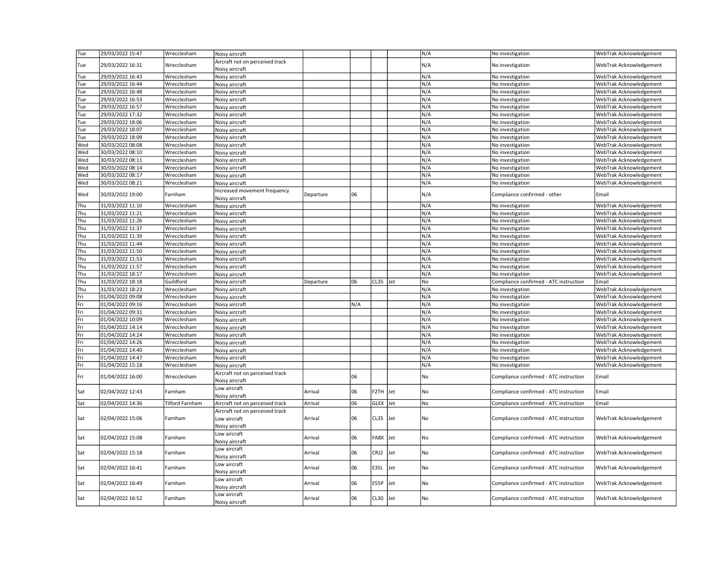| | | | | | | | | | | |
|---|---|---|---|---|---|---|---|---|---|---|
| Tue | 29/03/2022 15:47 | Wrecclesham | Noisy aircraft | | | | | N/A | No investigation | WebTrak Acknowledgement |
| Tue | 29/03/2022 16:31 | Wrecclesham | Aircraft not on perceived track<br>Noisy aircraft | | | | | N/A | No investigation | WebTrak Acknowledgement |
| Tue | 29/03/2022 16:43 | Wrecclesham | Noisy aircraft | | | | | N/A | No investigation | WebTrak Acknowledgement |
| Tue | 29/03/2022 16:44 | Wrecclesham | Noisy aircraft | | | | | N/A | No investigation | WebTrak Acknowledgement |
| Tue | 29/03/2022 16:48 | Wrecclesham | Noisy aircraft | | | | | N/A | No investigation | WebTrak Acknowledgement |
| Tue | 29/03/2022 16:53 | Wrecclesham | Noisy aircraft | | | | | N/A | No investigation | WebTrak Acknowledgement |
| Tue | 29/03/2022 16:57 | Wrecclesham | Noisy aircraft | | | | | N/A | No investigation | WebTrak Acknowledgement |
| Tue | 29/03/2022 17:32 | Wrecclesham | Noisy aircraft | | | | | N/A | No investigation | WebTrak Acknowledgement |
| Tue | 29/03/2022 18:06 | Wrecclesham | Noisy aircraft | | | | | N/A | No investigation | WebTrak Acknowledgement |
| Tue | 29/03/2022 18:07 | Wrecclesham | Noisy aircraft | | | | | N/A | No investigation | WebTrak Acknowledgement |
| Tue | 29/03/2022 18:09 | Wrecclesham | Noisy aircraft | | | | | N/A | No investigation | WebTrak Acknowledgement |
| Wed | 30/03/2022 08:08 | Wrecclesham | Noisy aircraft | | | | | N/A | No investigation | WebTrak Acknowledgement |
| Wed | 30/03/2022 08:10 | Wrecclesham | Noisy aircraft | | | | | N/A | No investigation | WebTrak Acknowledgement |
| Wed | 30/03/2022 08:11 | Wrecclesham | Noisy aircraft | | | | | N/A | No investigation | WebTrak Acknowledgement |
| Wed | 30/03/2022 08:14 | Wrecclesham | Noisy aircraft | | | | | N/A | No investigation | WebTrak Acknowledgement |
| Wed | 30/03/2022 08:17 | Wrecclesham | Noisy aircraft | | | | | N/A | No investigation | WebTrak Acknowledgement |
| Wed | 30/03/2022 08:21 | Wrecclesham | Noisy aircraft | | | | | N/A | No investigation | WebTrak Acknowledgement |
| Wed | 30/03/2022 19:00 | Farnham | Increased movement frequency<br>Noisy aircraft | Departure | 06 | | | N/A | Compliance confirmed - other | Email |
| Thu | 31/03/2022 11:10 | Wrecclesham | Noisy aircraft | | | | | N/A | No investigation | WebTrak Acknowledgement |
| Thu | 31/03/2022 11:21 | Wrecclesham | Noisy aircraft | | | | | N/A | No investigation | WebTrak Acknowledgement |
| Thu | 31/03/2022 11:26 | Wrecclesham | Noisy aircraft | | | | | N/A | No investigation | WebTrak Acknowledgement |
| Thu | 31/03/2022 11:37 | Wrecclesham | Noisy aircraft | | | | | N/A | No investigation | WebTrak Acknowledgement |
| Thu | 31/03/2022 11:39 | Wrecclesham | Noisy aircraft | | | | | N/A | No investigation | WebTrak Acknowledgement |
| Thu | 31/03/2022 11:44 | Wrecclesham | Noisy aircraft | | | | | N/A | No investigation | WebTrak Acknowledgement |
| Thu | 31/03/2022 11:50 | Wrecclesham | Noisy aircraft | | | | | N/A | No investigation | WebTrak Acknowledgement |
| Thu | 31/03/2022 11:53 | Wrecclesham | Noisy aircraft | | | | | N/A | No investigation | WebTrak Acknowledgement |
| Thu | 31/03/2022 11:57 | Wrecclesham | Noisy aircraft | | | | | N/A | No investigation | WebTrak Acknowledgement |
| Thu | 31/03/2022 18:17 | Wrecclesham | Noisy aircraft | | | | | N/A | No investigation | WebTrak Acknowledgement |
| Thu | 31/03/2022 18:18 | Guildford | Noisy aircraft | Departure | 06 | CL35 | Jet | No | Compliance confirmed - ATC instruction | Email |
| Thu | 31/03/2022 18:23 | Wrecclesham | Noisy aircraft | | | | | N/A | No investigation | WebTrak Acknowledgement |
| Fri | 01/04/2022 09:08 | Wrecclesham | Noisy aircraft | | | | | N/A | No investigation | WebTrak Acknowledgement |
| Fri | 01/04/2022 09:16 | Wrecclesham | Noisy aircraft | | N/A | | | N/A | No investigation | WebTrak Acknowledgement |
| Fri | 01/04/2022 09:31 | Wrecclesham | Noisy aircraft | | | | | N/A | No investigation | WebTrak Acknowledgement |
| Fri | 01/04/2022 10:09 | Wrecclesham | Noisy aircraft | | | | | N/A | No investigation | WebTrak Acknowledgement |
| Fri | 01/04/2022 14:14 | Wrecclesham | Noisy aircraft | | | | | N/A | No investigation | WebTrak Acknowledgement |
| Fri | 01/04/2022 14:24 | Wrecclesham | Noisy aircraft | | | | | N/A | No investigation | WebTrak Acknowledgement |
| Fri | 01/04/2022 14:26 | Wrecclesham | Noisy aircraft | | | | | N/A | No investigation | WebTrak Acknowledgement |
| Fri | 01/04/2022 14:40 | Wrecclesham | Noisy aircraft | | | | | N/A | No investigation | WebTrak Acknowledgement |
| Fri | 01/04/2022 14:47 | Wrecclesham | Noisy aircraft | | | | | N/A | No investigation | WebTrak Acknowledgement |
| Fri | 01/04/2022 15:18 | Wrecclesham | Noisy aircraft | | | | | N/A | No investigation | WebTrak Acknowledgement |
| Fri | 01/04/2022 16:00 | Wrecclesham | Aircraft not on perceived track<br>Noisy aircraft | | 06 | | | No | Compliance confirmed - ATC instruction | Email |
| Sat | 02/04/2022 12:43 | Farnham | Low aircraft<br>Noisy aircraft | Arrival | 06 | F2TH | Jet | No | Compliance confirmed - ATC instruction | Email |
| Sat | 02/04/2022 14:36 | Tilford Farnham | Aircraft not on perceived track | Arrival | 06 | GLEX | Jet | No | Compliance confirmed - ATC instruction | Email |
| Sat | 02/04/2022 15:06 | Farnham | Aircraft not on perceived track<br>Low aircraft<br>Noisy aircraft | Arrival | 06 | CL35 | Jet | No | Compliance confirmed - ATC instruction | WebTrak Acknowledgement |
| Sat | 02/04/2022 15:08 | Farnham | Low aircraft<br>Noisy aircraft | Arrival | 06 | FA8X | Jet | No | Compliance confirmed - ATC instruction | WebTrak Acknowledgement |
| Sat | 02/04/2022 15:18 | Farnham | Low aircraft<br>Noisy aircraft | Arrival | 06 | CRJ2 | Jet | No | Compliance confirmed - ATC instruction | WebTrak Acknowledgement |
| Sat | 02/04/2022 16:41 | Farnham | Low aircraft<br>Noisy aircraft | Arrival | 06 | E35L | Jet | No | Compliance confirmed - ATC instruction | WebTrak Acknowledgement |
| Sat | 02/04/2022 16:49 | Farnham | Low aircraft<br>Noisy aircraft | Arrival | 06 | E55P | Jet | No | Compliance confirmed - ATC instruction | WebTrak Acknowledgement |
| Sat | 02/04/2022 16:52 | Farnham | Low aircraft<br>Noisy aircraft | Arrival | 06 | CL30 | Jet | No | Compliance confirmed - ATC instruction | WebTrak Acknowledgement |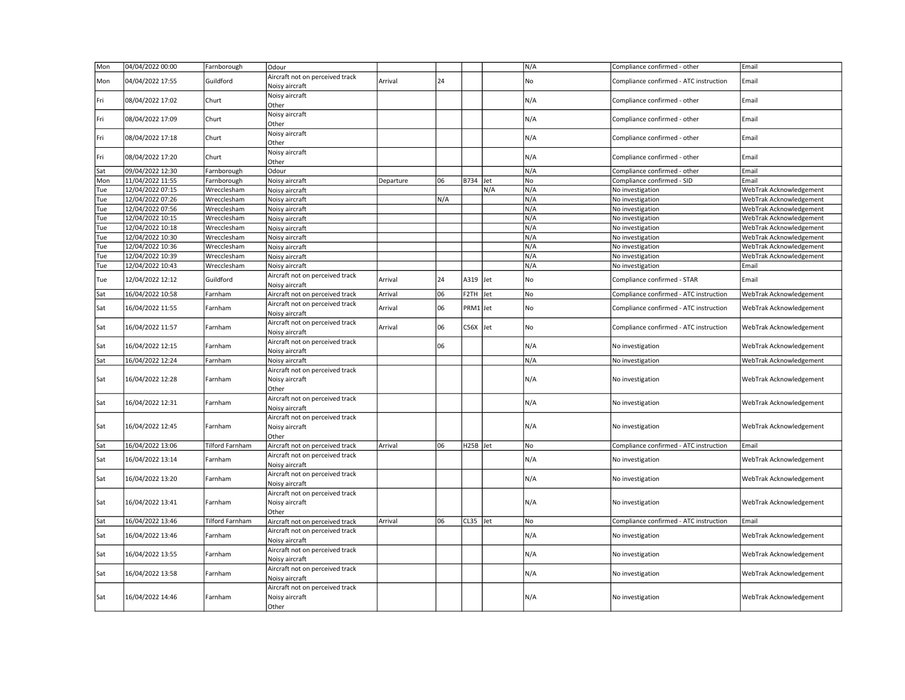| | | | | | | | | | | |
|---|---|---|---|---|---|---|---|---|---|---|
| Mon | 04/04/2022 00:00 | Farnborough | Odour | | | | | N/A | Compliance confirmed - other | Email |
| Mon | 04/04/2022 17:55 | Guildford | Aircraft not on perceived track<br>Noisy aircraft | Arrival | 24 | | | No | Compliance confirmed - ATC instruction | Email |
| Fri | 08/04/2022 17:02 | Churt | Noisy aircraft<br>Other | | | | | N/A | Compliance confirmed - other | Email |
| Fri | 08/04/2022 17:09 | Churt | Noisy aircraft<br>Other | | | | | N/A | Compliance confirmed - other | Email |
| Fri | 08/04/2022 17:18 | Churt | Noisy aircraft<br>Other | | | | | N/A | Compliance confirmed - other | Email |
| Fri | 08/04/2022 17:20 | Churt | Noisy aircraft<br>Other | | | | | N/A | Compliance confirmed - other | Email |
| Sat | 09/04/2022 12:30 | Farnborough | Odour | | | | | N/A | Compliance confirmed - other | Email |
| Mon | 11/04/2022 11:55 | Farnborough | Noisy aircraft | Departure | 06 | B734 | Jet | No | Compliance confirmed - SID | Email |
| Tue | 12/04/2022 07:15 | Wrecclesham | Noisy aircraft | | | | N/A | N/A | No investigation | WebTrak Acknowledgement |
| Tue | 12/04/2022 07:26 | Wrecclesham | Noisy aircraft | | N/A | | | N/A | No investigation | WebTrak Acknowledgement |
| Tue | 12/04/2022 07:56 | Wrecclesham | Noisy aircraft | | | | | N/A | No investigation | WebTrak Acknowledgement |
| Tue | 12/04/2022 10:15 | Wrecclesham | Noisy aircraft | | | | | N/A | No investigation | WebTrak Acknowledgement |
| Tue | 12/04/2022 10:18 | Wrecclesham | Noisy aircraft | | | | | N/A | No investigation | WebTrak Acknowledgement |
| Tue | 12/04/2022 10:30 | Wrecclesham | Noisy aircraft | | | | | N/A | No investigation | WebTrak Acknowledgement |
| Tue | 12/04/2022 10:36 | Wrecclesham | Noisy aircraft | | | | | N/A | No investigation | WebTrak Acknowledgement |
| Tue | 12/04/2022 10:39 | Wrecclesham | Noisy aircraft | | | | | N/A | No investigation | WebTrak Acknowledgement |
| Tue | 12/04/2022 10:43 | Wrecclesham | Noisy aircraft | | | | | N/A | No investigation | Email |
| Tue | 12/04/2022 12:12 | Guildford | Aircraft not on perceived track<br>Noisy aircraft | Arrival | 24 | A319 | Jet | No | Compliance confirmed - STAR | Email |
| Sat | 16/04/2022 10:58 | Farnham | Aircraft not on perceived track | Arrival | 06 | F2TH | Jet | No | Compliance confirmed - ATC instruction | WebTrak Acknowledgement |
| Sat | 16/04/2022 11:55 | Farnham | Aircraft not on perceived track<br>Noisy aircraft | Arrival | 06 | PRM1 | Jet | No | Compliance confirmed - ATC instruction | WebTrak Acknowledgement |
| Sat | 16/04/2022 11:57 | Farnham | Aircraft not on perceived track<br>Noisy aircraft | Arrival | 06 | C56X | Jet | No | Compliance confirmed - ATC instruction | WebTrak Acknowledgement |
| Sat | 16/04/2022 12:15 | Farnham | Aircraft not on perceived track<br>Noisy aircraft | | 06 | | | N/A | No investigation | WebTrak Acknowledgement |
| Sat | 16/04/2022 12:24 | Farnham | Noisy aircraft | | | | | N/A | No investigation | WebTrak Acknowledgement |
| Sat | 16/04/2022 12:28 | Farnham | Aircraft not on perceived track<br>Noisy aircraft<br>Other | | | | | N/A | No investigation | WebTrak Acknowledgement |
| Sat | 16/04/2022 12:31 | Farnham | Aircraft not on perceived track<br>Noisy aircraft | | | | | N/A | No investigation | WebTrak Acknowledgement |
| Sat | 16/04/2022 12:45 | Farnham | Aircraft not on perceived track<br>Noisy aircraft<br>Other | | | | | N/A | No investigation | WebTrak Acknowledgement |
| Sat | 16/04/2022 13:06 | Tilford Farnham | Aircraft not on perceived track | Arrival | 06 | H25B | Jet | No | Compliance confirmed - ATC instruction | Email |
| Sat | 16/04/2022 13:14 | Farnham | Aircraft not on perceived track<br>Noisy aircraft | | | | | N/A | No investigation | WebTrak Acknowledgement |
| Sat | 16/04/2022 13:20 | Farnham | Aircraft not on perceived track<br>Noisy aircraft | | | | | N/A | No investigation | WebTrak Acknowledgement |
| Sat | 16/04/2022 13:41 | Farnham | Aircraft not on perceived track<br>Noisy aircraft<br>Other | | | | | N/A | No investigation | WebTrak Acknowledgement |
| Sat | 16/04/2022 13:46 | Tilford Farnham | Aircraft not on perceived track | Arrival | 06 | CL35 | Jet | No | Compliance confirmed - ATC instruction | Email |
| Sat | 16/04/2022 13:46 | Farnham | Aircraft not on perceived track<br>Noisy aircraft | | | | | N/A | No investigation | WebTrak Acknowledgement |
| Sat | 16/04/2022 13:55 | Farnham | Aircraft not on perceived track<br>Noisy aircraft | | | | | N/A | No investigation | WebTrak Acknowledgement |
| Sat | 16/04/2022 13:58 | Farnham | Aircraft not on perceived track<br>Noisy aircraft | | | | | N/A | No investigation | WebTrak Acknowledgement |
| Sat | 16/04/2022 14:46 | Farnham | Aircraft not on perceived track<br>Noisy aircraft<br>Other | | | | | N/A | No investigation | WebTrak Acknowledgement |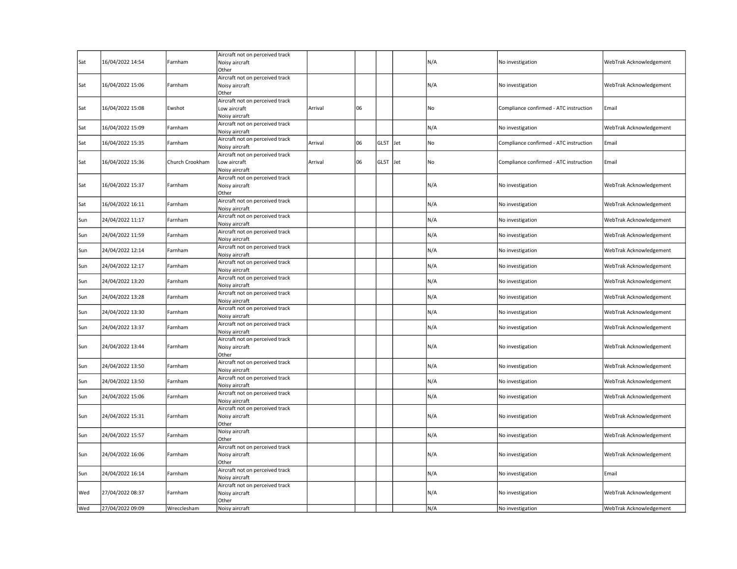| | | | | | | | | | | |
|---|---|---|---|---|---|---|---|---|---|---|
| Sat | 16/04/2022 14:54 | Farnham | Aircraft not on perceived track<br>Noisy aircraft<br>Other | | | | | N/A | No investigation | WebTrak Acknowledgement |
| Sat | 16/04/2022 15:06 | Farnham | Aircraft not on perceived track<br>Noisy aircraft<br>Other | | | | | N/A | No investigation | WebTrak Acknowledgement |
| Sat | 16/04/2022 15:08 | Ewshot | Aircraft not on perceived track<br>Low aircraft<br>Noisy aircraft | Arrival | 06 | | | No | Compliance confirmed - ATC instruction | Email |
| Sat | 16/04/2022 15:09 | Farnham | Aircraft not on perceived track<br>Noisy aircraft | | | | | N/A | No investigation | WebTrak Acknowledgement |
| Sat | 16/04/2022 15:35 | Farnham | Aircraft not on perceived track<br>Noisy aircraft | Arrival | 06 | GL5T | Jet | No | Compliance confirmed - ATC instruction | Email |
| Sat | 16/04/2022 15:36 | Church Crookham | Aircraft not on perceived track<br>Low aircraft<br>Noisy aircraft | Arrival | 06 | GL5T | Jet | No | Compliance confirmed - ATC instruction | Email |
| Sat | 16/04/2022 15:37 | Farnham | Aircraft not on perceived track<br>Noisy aircraft<br>Other | | | | | N/A | No investigation | WebTrak Acknowledgement |
| Sat | 16/04/2022 16:11 | Farnham | Aircraft not on perceived track<br>Noisy aircraft | | | | | N/A | No investigation | WebTrak Acknowledgement |
| Sun | 24/04/2022 11:17 | Farnham | Aircraft not on perceived track<br>Noisy aircraft | | | | | N/A | No investigation | WebTrak Acknowledgement |
| Sun | 24/04/2022 11:59 | Farnham | Aircraft not on perceived track<br>Noisy aircraft | | | | | N/A | No investigation | WebTrak Acknowledgement |
| Sun | 24/04/2022 12:14 | Farnham | Aircraft not on perceived track<br>Noisy aircraft | | | | | N/A | No investigation | WebTrak Acknowledgement |
| Sun | 24/04/2022 12:17 | Farnham | Aircraft not on perceived track<br>Noisy aircraft | | | | | N/A | No investigation | WebTrak Acknowledgement |
| Sun | 24/04/2022 13:20 | Farnham | Aircraft not on perceived track<br>Noisy aircraft | | | | | N/A | No investigation | WebTrak Acknowledgement |
| Sun | 24/04/2022 13:28 | Farnham | Aircraft not on perceived track<br>Noisy aircraft | | | | | N/A | No investigation | WebTrak Acknowledgement |
| Sun | 24/04/2022 13:30 | Farnham | Aircraft not on perceived track<br>Noisy aircraft | | | | | N/A | No investigation | WebTrak Acknowledgement |
| Sun | 24/04/2022 13:37 | Farnham | Aircraft not on perceived track<br>Noisy aircraft | | | | | N/A | No investigation | WebTrak Acknowledgement |
| Sun | 24/04/2022 13:44 | Farnham | Aircraft not on perceived track<br>Noisy aircraft<br>Other | | | | | N/A | No investigation | WebTrak Acknowledgement |
| Sun | 24/04/2022 13:50 | Farnham | Aircraft not on perceived track<br>Noisy aircraft | | | | | N/A | No investigation | WebTrak Acknowledgement |
| Sun | 24/04/2022 13:50 | Farnham | Aircraft not on perceived track<br>Noisy aircraft | | | | | N/A | No investigation | WebTrak Acknowledgement |
| Sun | 24/04/2022 15:06 | Farnham | Aircraft not on perceived track<br>Noisy aircraft | | | | | N/A | No investigation | WebTrak Acknowledgement |
| Sun | 24/04/2022 15:31 | Farnham | Aircraft not on perceived track<br>Noisy aircraft<br>Other | | | | | N/A | No investigation | WebTrak Acknowledgement |
| Sun | 24/04/2022 15:57 | Farnham | Noisy aircraft<br>Other | | | | | N/A | No investigation | WebTrak Acknowledgement |
| Sun | 24/04/2022 16:06 | Farnham | Aircraft not on perceived track<br>Noisy aircraft<br>Other | | | | | N/A | No investigation | WebTrak Acknowledgement |
| Sun | 24/04/2022 16:14 | Farnham | Aircraft not on perceived track<br>Noisy aircraft | | | | | N/A | No investigation | Email |
| Wed | 27/04/2022 08:37 | Farnham | Aircraft not on perceived track<br>Noisy aircraft<br>Other | | | | | N/A | No investigation | WebTrak Acknowledgement |
| Wed | 27/04/2022 09:09 | Wrecclesham | Noisy aircraft | | | | | N/A | No investigation | WebTrak Acknowledgement |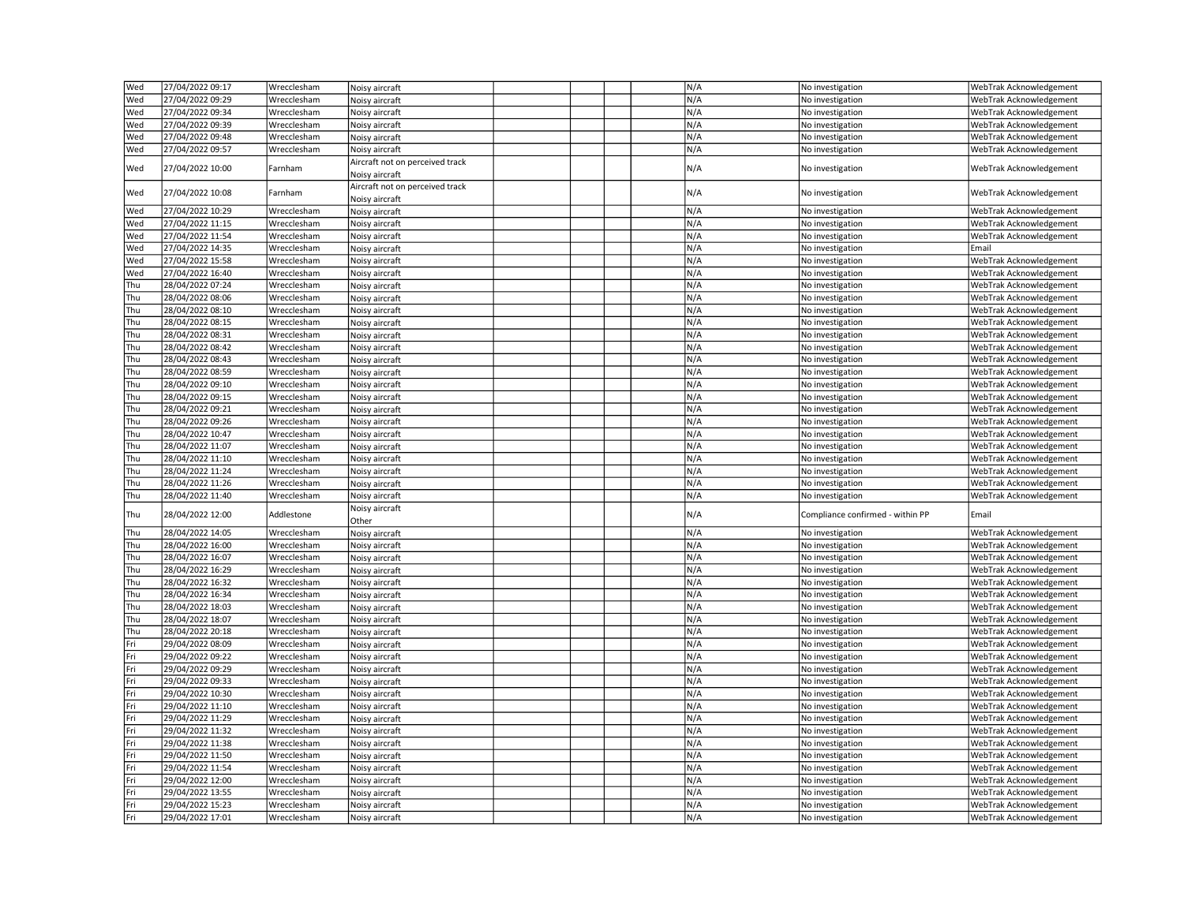| | | | | | | | | | | |
|---|---|---|---|---|---|---|---|---|---|---|
| Wed | 27/04/2022 09:17 | Wrecclesham | Noisy aircraft | | | | | N/A | No investigation | WebTrak Acknowledgement |
| Wed | 27/04/2022 09:29 | Wrecclesham | Noisy aircraft | | | | | N/A | No investigation | WebTrak Acknowledgement |
| Wed | 27/04/2022 09:34 | Wrecclesham | Noisy aircraft | | | | | N/A | No investigation | WebTrak Acknowledgement |
| Wed | 27/04/2022 09:39 | Wrecclesham | Noisy aircraft | | | | | N/A | No investigation | WebTrak Acknowledgement |
| Wed | 27/04/2022 09:48 | Wrecclesham | Noisy aircraft | | | | | N/A | No investigation | WebTrak Acknowledgement |
| Wed | 27/04/2022 09:57 | Wrecclesham | Noisy aircraft | | | | | N/A | No investigation | WebTrak Acknowledgement |
| Wed | 27/04/2022 10:00 | Farnham | Aircraft not on perceived track<br>Noisy aircraft | | | | | N/A | No investigation | WebTrak Acknowledgement |
| Wed | 27/04/2022 10:08 | Farnham | Aircraft not on perceived track<br>Noisy aircraft | | | | | N/A | No investigation | WebTrak Acknowledgement |
| Wed | 27/04/2022 10:29 | Wrecclesham | Noisy aircraft | | | | | N/A | No investigation | WebTrak Acknowledgement |
| Wed | 27/04/2022 11:15 | Wrecclesham | Noisy aircraft | | | | | N/A | No investigation | WebTrak Acknowledgement |
| Wed | 27/04/2022 11:54 | Wrecclesham | Noisy aircraft | | | | | N/A | No investigation | WebTrak Acknowledgement |
| Wed | 27/04/2022 14:35 | Wrecclesham | Noisy aircraft | | | | | N/A | No investigation | Email |
| Wed | 27/04/2022 15:58 | Wrecclesham | Noisy aircraft | | | | | N/A | No investigation | WebTrak Acknowledgement |
| Wed | 27/04/2022 16:40 | Wrecclesham | Noisy aircraft | | | | | N/A | No investigation | WebTrak Acknowledgement |
| Thu | 28/04/2022 07:24 | Wrecclesham | Noisy aircraft | | | | | N/A | No investigation | WebTrak Acknowledgement |
| Thu | 28/04/2022 08:06 | Wrecclesham | Noisy aircraft | | | | | N/A | No investigation | WebTrak Acknowledgement |
| Thu | 28/04/2022 08:10 | Wrecclesham | Noisy aircraft | | | | | N/A | No investigation | WebTrak Acknowledgement |
| Thu | 28/04/2022 08:15 | Wrecclesham | Noisy aircraft | | | | | N/A | No investigation | WebTrak Acknowledgement |
| Thu | 28/04/2022 08:31 | Wrecclesham | Noisy aircraft | | | | | N/A | No investigation | WebTrak Acknowledgement |
| Thu | 28/04/2022 08:42 | Wrecclesham | Noisy aircraft | | | | | N/A | No investigation | WebTrak Acknowledgement |
| Thu | 28/04/2022 08:43 | Wrecclesham | Noisy aircraft | | | | | N/A | No investigation | WebTrak Acknowledgement |
| Thu | 28/04/2022 08:59 | Wrecclesham | Noisy aircraft | | | | | N/A | No investigation | WebTrak Acknowledgement |
| Thu | 28/04/2022 09:10 | Wrecclesham | Noisy aircraft | | | | | N/A | No investigation | WebTrak Acknowledgement |
| Thu | 28/04/2022 09:15 | Wrecclesham | Noisy aircraft | | | | | N/A | No investigation | WebTrak Acknowledgement |
| Thu | 28/04/2022 09:21 | Wrecclesham | Noisy aircraft | | | | | N/A | No investigation | WebTrak Acknowledgement |
| Thu | 28/04/2022 09:26 | Wrecclesham | Noisy aircraft | | | | | N/A | No investigation | WebTrak Acknowledgement |
| Thu | 28/04/2022 10:47 | Wrecclesham | Noisy aircraft | | | | | N/A | No investigation | WebTrak Acknowledgement |
| Thu | 28/04/2022 11:07 | Wrecclesham | Noisy aircraft | | | | | N/A | No investigation | WebTrak Acknowledgement |
| Thu | 28/04/2022 11:10 | Wrecclesham | Noisy aircraft | | | | | N/A | No investigation | WebTrak Acknowledgement |
| Thu | 28/04/2022 11:24 | Wrecclesham | Noisy aircraft | | | | | N/A | No investigation | WebTrak Acknowledgement |
| Thu | 28/04/2022 11:26 | Wrecclesham | Noisy aircraft | | | | | N/A | No investigation | WebTrak Acknowledgement |
| Thu | 28/04/2022 11:40 | Wrecclesham | Noisy aircraft | | | | | N/A | No investigation | WebTrak Acknowledgement |
| Thu | 28/04/2022 12:00 | Addlestone | Noisy aircraft<br>Other | | | | | N/A | Compliance confirmed - within PP | Email |
| Thu | 28/04/2022 14:05 | Wrecclesham | Noisy aircraft | | | | | N/A | No investigation | WebTrak Acknowledgement |
| Thu | 28/04/2022 16:00 | Wrecclesham | Noisy aircraft | | | | | N/A | No investigation | WebTrak Acknowledgement |
| Thu | 28/04/2022 16:07 | Wrecclesham | Noisy aircraft | | | | | N/A | No investigation | WebTrak Acknowledgement |
| Thu | 28/04/2022 16:29 | Wrecclesham | Noisy aircraft | | | | | N/A | No investigation | WebTrak Acknowledgement |
| Thu | 28/04/2022 16:32 | Wrecclesham | Noisy aircraft | | | | | N/A | No investigation | WebTrak Acknowledgement |
| Thu | 28/04/2022 16:34 | Wrecclesham | Noisy aircraft | | | | | N/A | No investigation | WebTrak Acknowledgement |
| Thu | 28/04/2022 18:03 | Wrecclesham | Noisy aircraft | | | | | N/A | No investigation | WebTrak Acknowledgement |
| Thu | 28/04/2022 18:07 | Wrecclesham | Noisy aircraft | | | | | N/A | No investigation | WebTrak Acknowledgement |
| Thu | 28/04/2022 20:18 | Wrecclesham | Noisy aircraft | | | | | N/A | No investigation | WebTrak Acknowledgement |
| Fri | 29/04/2022 08:09 | Wrecclesham | Noisy aircraft | | | | | N/A | No investigation | WebTrak Acknowledgement |
| Fri | 29/04/2022 09:22 | Wrecclesham | Noisy aircraft | | | | | N/A | No investigation | WebTrak Acknowledgement |
| Fri | 29/04/2022 09:29 | Wrecclesham | Noisy aircraft | | | | | N/A | No investigation | WebTrak Acknowledgement |
| Fri | 29/04/2022 09:33 | Wrecclesham | Noisy aircraft | | | | | N/A | No investigation | WebTrak Acknowledgement |
| Fri | 29/04/2022 10:30 | Wrecclesham | Noisy aircraft | | | | | N/A | No investigation | WebTrak Acknowledgement |
| Fri | 29/04/2022 11:10 | Wrecclesham | Noisy aircraft | | | | | N/A | No investigation | WebTrak Acknowledgement |
| Fri | 29/04/2022 11:29 | Wrecclesham | Noisy aircraft | | | | | N/A | No investigation | WebTrak Acknowledgement |
| Fri | 29/04/2022 11:32 | Wrecclesham | Noisy aircraft | | | | | N/A | No investigation | WebTrak Acknowledgement |
| Fri | 29/04/2022 11:38 | Wrecclesham | Noisy aircraft | | | | | N/A | No investigation | WebTrak Acknowledgement |
| Fri | 29/04/2022 11:50 | Wrecclesham | Noisy aircraft | | | | | N/A | No investigation | WebTrak Acknowledgement |
| Fri | 29/04/2022 11:54 | Wrecclesham | Noisy aircraft | | | | | N/A | No investigation | WebTrak Acknowledgement |
| Fri | 29/04/2022 12:00 | Wrecclesham | Noisy aircraft | | | | | N/A | No investigation | WebTrak Acknowledgement |
| Fri | 29/04/2022 13:55 | Wrecclesham | Noisy aircraft | | | | | N/A | No investigation | WebTrak Acknowledgement |
| Fri | 29/04/2022 15:23 | Wrecclesham | Noisy aircraft | | | | | N/A | No investigation | WebTrak Acknowledgement |
| Fri | 29/04/2022 17:01 | Wrecclesham | Noisy aircraft | | | | | N/A | No investigation | WebTrak Acknowledgement |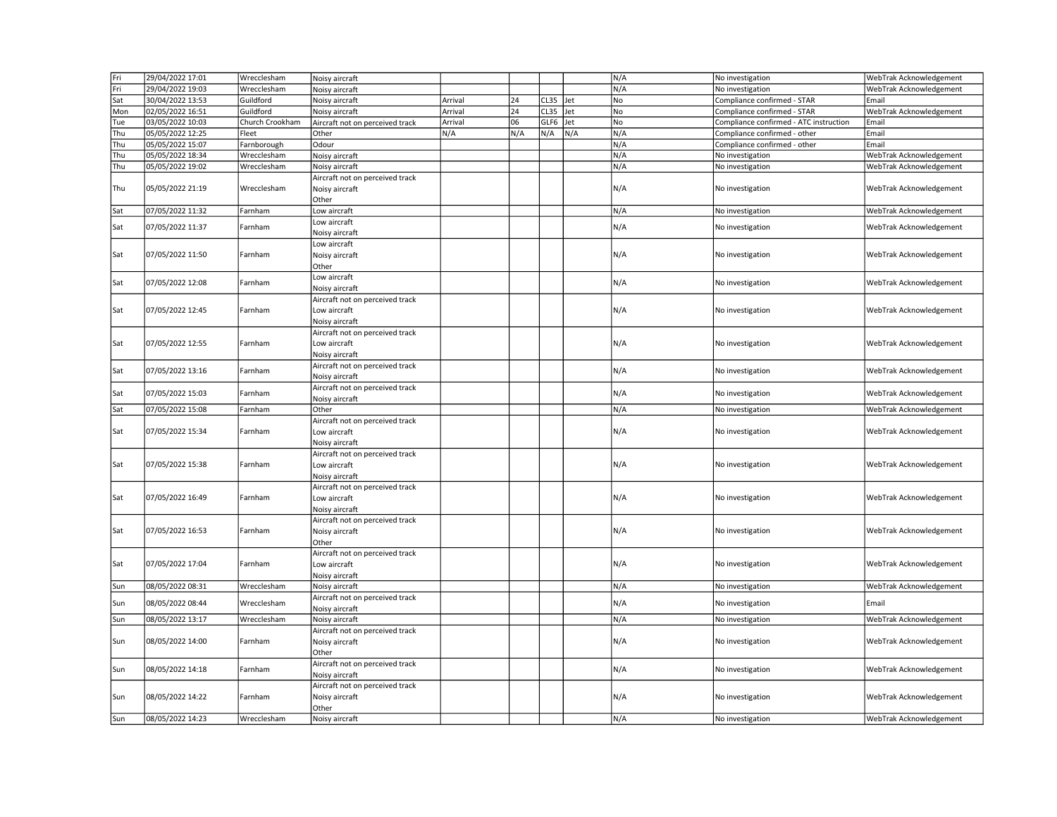| | | | | | | | | | | |
|---|---|---|---|---|---|---|---|---|---|---|
| Fri | 29/04/2022 17:01 | Wrecclesham | Noisy aircraft | | | | | N/A | No investigation | WebTrak Acknowledgement |
| Fri | 29/04/2022 19:03 | Wrecclesham | Noisy aircraft | | | | | N/A | No investigation | WebTrak Acknowledgement |
| Sat | 30/04/2022 13:53 | Guildford | Noisy aircraft | Arrival | 24 | CL35 | Jet | No | Compliance confirmed - STAR | Email |
| Mon | 02/05/2022 16:51 | Guildford | Noisy aircraft | Arrival | 24 | CL35 | Jet | No | Compliance confirmed - STAR | WebTrak Acknowledgement |
| Tue | 03/05/2022 10:03 | Church Crookham | Aircraft not on perceived track | Arrival | 06 | GLF6 | Jet | No | Compliance confirmed - ATC instruction | Email |
| Thu | 05/05/2022 12:25 | Fleet | Other | N/A | N/A | N/A | N/A | N/A | Compliance confirmed - other | Email |
| Thu | 05/05/2022 15:07 | Farnborough | Odour | | | | | N/A | Compliance confirmed - other | Email |
| Thu | 05/05/2022 18:34 | Wrecclesham | Noisy aircraft | | | | | N/A | No investigation | WebTrak Acknowledgement |
| Thu | 05/05/2022 19:02 | Wrecclesham | Noisy aircraft | | | | | N/A | No investigation | WebTrak Acknowledgement |
| Thu | 05/05/2022 21:19 | Wrecclesham | Aircraft not on perceived track<br>Noisy aircraft<br>Other | | | | | N/A | No investigation | WebTrak Acknowledgement |
| Sat | 07/05/2022 11:32 | Farnham | Low aircraft | | | | | N/A | No investigation | WebTrak Acknowledgement |
| Sat | 07/05/2022 11:37 | Farnham | Low aircraft<br>Noisy aircraft | | | | | N/A | No investigation | WebTrak Acknowledgement |
| Sat | 07/05/2022 11:50 | Farnham | Low aircraft<br>Noisy aircraft<br>Other | | | | | N/A | No investigation | WebTrak Acknowledgement |
| Sat | 07/05/2022 12:08 | Farnham | Low aircraft<br>Noisy aircraft | | | | | N/A | No investigation | WebTrak Acknowledgement |
| Sat | 07/05/2022 12:45 | Farnham | Aircraft not on perceived track<br>Low aircraft<br>Noisy aircraft | | | | | N/A | No investigation | WebTrak Acknowledgement |
| Sat | 07/05/2022 12:55 | Farnham | Aircraft not on perceived track<br>Low aircraft<br>Noisy aircraft | | | | | N/A | No investigation | WebTrak Acknowledgement |
| Sat | 07/05/2022 13:16 | Farnham | Aircraft not on perceived track<br>Noisy aircraft | | | | | N/A | No investigation | WebTrak Acknowledgement |
| Sat | 07/05/2022 15:03 | Farnham | Aircraft not on perceived track<br>Noisy aircraft | | | | | N/A | No investigation | WebTrak Acknowledgement |
| Sat | 07/05/2022 15:08 | Farnham | Other | | | | | N/A | No investigation | WebTrak Acknowledgement |
| Sat | 07/05/2022 15:34 | Farnham | Aircraft not on perceived track<br>Low aircraft<br>Noisy aircraft | | | | | N/A | No investigation | WebTrak Acknowledgement |
| Sat | 07/05/2022 15:38 | Farnham | Aircraft not on perceived track<br>Low aircraft<br>Noisy aircraft | | | | | N/A | No investigation | WebTrak Acknowledgement |
| Sat | 07/05/2022 16:49 | Farnham | Aircraft not on perceived track<br>Low aircraft<br>Noisy aircraft | | | | | N/A | No investigation | WebTrak Acknowledgement |
| Sat | 07/05/2022 16:53 | Farnham | Aircraft not on perceived track<br>Noisy aircraft<br>Other | | | | | N/A | No investigation | WebTrak Acknowledgement |
| Sat | 07/05/2022 17:04 | Farnham | Aircraft not on perceived track<br>Low aircraft<br>Noisy aircraft | | | | | N/A | No investigation | WebTrak Acknowledgement |
| Sun | 08/05/2022 08:31 | Wrecclesham | Noisy aircraft | | | | | N/A | No investigation | WebTrak Acknowledgement |
| Sun | 08/05/2022 08:44 | Wrecclesham | Aircraft not on perceived track<br>Noisy aircraft | | | | | N/A | No investigation | Email |
| Sun | 08/05/2022 13:17 | Wrecclesham | Noisy aircraft | | | | | N/A | No investigation | WebTrak Acknowledgement |
| Sun | 08/05/2022 14:00 | Farnham | Aircraft not on perceived track<br>Noisy aircraft<br>Other | | | | | N/A | No investigation | WebTrak Acknowledgement |
| Sun | 08/05/2022 14:18 | Farnham | Aircraft not on perceived track<br>Noisy aircraft | | | | | N/A | No investigation | WebTrak Acknowledgement |
| Sun | 08/05/2022 14:22 | Farnham | Aircraft not on perceived track<br>Noisy aircraft<br>Other | | | | | N/A | No investigation | WebTrak Acknowledgement |
| Sun | 08/05/2022 14:23 | Wrecclesham | Noisy aircraft | | | | | N/A | No investigation | WebTrak Acknowledgement |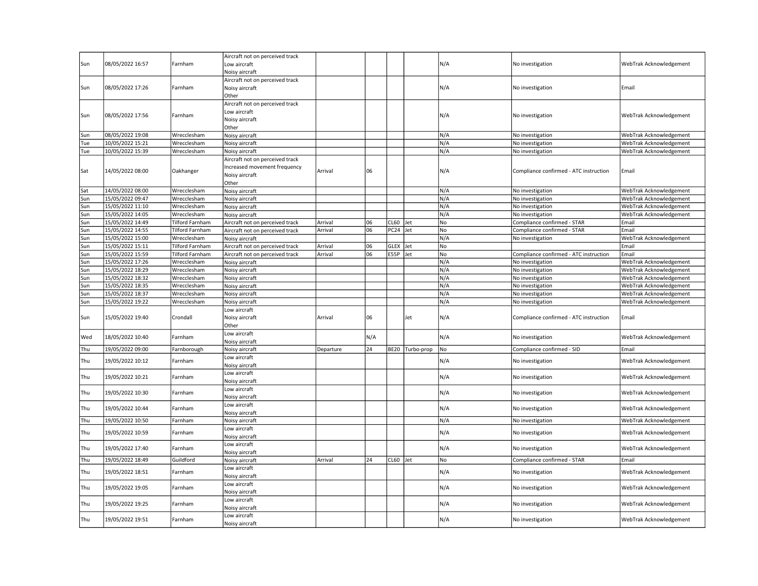| | | | | | | | | | | |
|---|---|---|---|---|---|---|---|---|---|---|
| Sun | 08/05/2022 16:57 | Farnham | Aircraft not on perceived track<br>Low aircraft<br>Noisy aircraft | | | | | N/A | No investigation | WebTrak Acknowledgement |
| Sun | 08/05/2022 17:26 | Farnham | Aircraft not on perceived track<br>Noisy aircraft<br>Other | | | | | N/A | No investigation | Email |
| Sun | 08/05/2022 17:56 | Farnham | Aircraft not on perceived track<br>Low aircraft<br>Noisy aircraft<br>Other | | | | | N/A | No investigation | WebTrak Acknowledgement |
| Sun | 08/05/2022 19:08 | Wrecclesham | Noisy aircraft | | | | | N/A | No investigation | WebTrak Acknowledgement |
| Tue | 10/05/2022 15:21 | Wrecclesham | Noisy aircraft | | | | | N/A | No investigation | WebTrak Acknowledgement |
| Tue | 10/05/2022 15:39 | Wrecclesham | Noisy aircraft | | | | | N/A | No investigation | WebTrak Acknowledgement |
| Sat | 14/05/2022 08:00 | Oakhanger | Aircraft not on perceived track<br>Increased movement frequency<br>Noisy aircraft<br>Other | Arrival | 06 | | | N/A | Compliance confirmed - ATC instruction | Email |
| Sat | 14/05/2022 08:00 | Wrecclesham | Noisy aircraft | | | | | N/A | No investigation | WebTrak Acknowledgement |
| Sun | 15/05/2022 09:47 | Wrecclesham | Noisy aircraft | | | | | N/A | No investigation | WebTrak Acknowledgement |
| Sun | 15/05/2022 11:10 | Wrecclesham | Noisy aircraft | | | | | N/A | No investigation | WebTrak Acknowledgement |
| Sun | 15/05/2022 14:05 | Wrecclesham | Noisy aircraft | | | | | N/A | No investigation | WebTrak Acknowledgement |
| Sun | 15/05/2022 14:49 | Tilford Farnham | Aircraft not on perceived track | Arrival | 06 | CL60 | Jet | No | Compliance confirmed - STAR | Email |
| Sun | 15/05/2022 14:55 | Tilford Farnham | Aircraft not on perceived track | Arrival | 06 | PC24 | Jet | No | Compliance confirmed - STAR | Email |
| Sun | 15/05/2022 15:00 | Wrecclesham | Noisy aircraft | | | | | N/A | No investigation | WebTrak Acknowledgement |
| Sun | 15/05/2022 15:11 | Tilford Farnham | Aircraft not on perceived track | Arrival | 06 | GLEX | Jet | No | | Email |
| Sun | 15/05/2022 15:59 | Tilford Farnham | Aircraft not on perceived track | Arrival | 06 | E55P | Jet | No | Compliance confirmed - ATC instruction | Email |
| Sun | 15/05/2022 17:26 | Wrecclesham | Noisy aircraft | | | | | N/A | No investigation | WebTrak Acknowledgement |
| Sun | 15/05/2022 18:29 | Wrecclesham | Noisy aircraft | | | | | N/A | No investigation | WebTrak Acknowledgement |
| Sun | 15/05/2022 18:32 | Wrecclesham | Noisy aircraft | | | | | N/A | No investigation | WebTrak Acknowledgement |
| Sun | 15/05/2022 18:35 | Wrecclesham | Noisy aircraft | | | | | N/A | No investigation | WebTrak Acknowledgement |
| Sun | 15/05/2022 18:37 | Wrecclesham | Noisy aircraft | | | | | N/A | No investigation | WebTrak Acknowledgement |
| Sun | 15/05/2022 19:22 | Wrecclesham | Noisy aircraft | | | | | N/A | No investigation | WebTrak Acknowledgement |
| Sun | 15/05/2022 19:40 | Crondall | Low aircraft<br>Noisy aircraft<br>Other | Arrival | 06 | | Jet | N/A | Compliance confirmed - ATC instruction | Email |
| Wed | 18/05/2022 10:40 | Farnham | Low aircraft<br>Noisy aircraft | | N/A | | | N/A | No investigation | WebTrak Acknowledgement |
| Thu | 19/05/2022 09:00 | Farnborough | Noisy aircraft | Departure | 24 | BE20 | Turbo-prop | No | Compliance confirmed - SID | Email |
| Thu | 19/05/2022 10:12 | Farnham | Low aircraft<br>Noisy aircraft | | | | | N/A | No investigation | WebTrak Acknowledgement |
| Thu | 19/05/2022 10:21 | Farnham | Low aircraft<br>Noisy aircraft | | | | | N/A | No investigation | WebTrak Acknowledgement |
| Thu | 19/05/2022 10:30 | Farnham | Low aircraft<br>Noisy aircraft | | | | | N/A | No investigation | WebTrak Acknowledgement |
| Thu | 19/05/2022 10:44 | Farnham | Low aircraft<br>Noisy aircraft | | | | | N/A | No investigation | WebTrak Acknowledgement |
| Thu | 19/05/2022 10:50 | Farnham | Noisy aircraft | | | | | N/A | No investigation | WebTrak Acknowledgement |
| Thu | 19/05/2022 10:59 | Farnham | Low aircraft<br>Noisy aircraft | | | | | N/A | No investigation | WebTrak Acknowledgement |
| Thu | 19/05/2022 17:40 | Farnham | Low aircraft<br>Noisy aircraft | | | | | N/A | No investigation | WebTrak Acknowledgement |
| Thu | 19/05/2022 18:49 | Guildford | Noisy aircraft | Arrival | 24 | CL60 | Jet | No | Compliance confirmed - STAR | Email |
| Thu | 19/05/2022 18:51 | Farnham | Low aircraft<br>Noisy aircraft | | | | | N/A | No investigation | WebTrak Acknowledgement |
| Thu | 19/05/2022 19:05 | Farnham | Low aircraft<br>Noisy aircraft | | | | | N/A | No investigation | WebTrak Acknowledgement |
| Thu | 19/05/2022 19:25 | Farnham | Low aircraft<br>Noisy aircraft | | | | | N/A | No investigation | WebTrak Acknowledgement |
| Thu | 19/05/2022 19:51 | Farnham | Low aircraft<br>Noisy aircraft | | | | | N/A | No investigation | WebTrak Acknowledgement |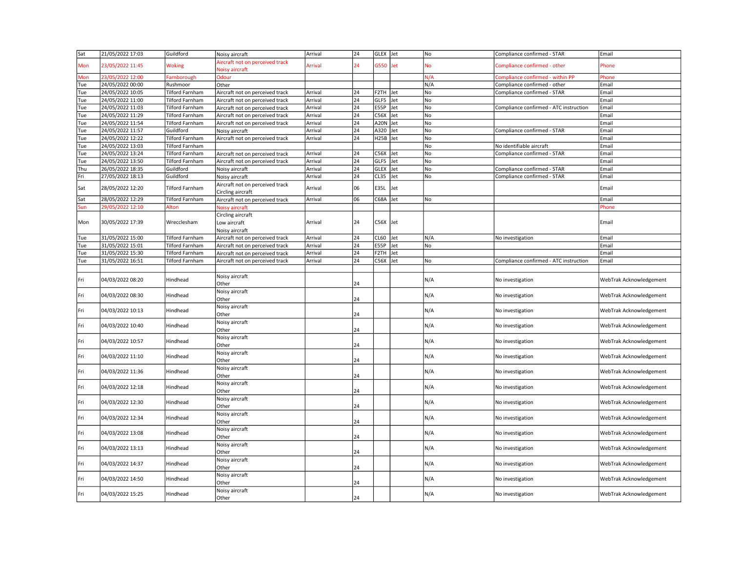| Sat | 21/05/2022 17:03 | Guildford | Noisy aircraft | Arrival | 24 | GLEX | Jet | No | Compliance confirmed - STAR | Email |
|---|---|---|---|---|---|---|---|---|---|---|
| Mon | 23/05/2022 11:45 | Woking | Aircraft not on perceived track<br>Noisy aircraft | Arrival | 24 | G550 | Jet | No | Compliance confirmed - other | Phone |
| Mon | 23/05/2022 12:00 | Farnborough | Odour | | | | | N/A | Compliance confirmed - within PP | Phone |
| Tue | 24/05/2022 00:00 | Rushmoor | Other | | | | | N/A | Compliance confirmed - other | Email |
| Tue | 24/05/2022 10:05 | Tilford Farnham | Aircraft not on perceived track | Arrival | 24 | F2TH | Jet | No | Compliance confirmed - STAR | Email |
| Tue | 24/05/2022 11:00 | Tilford Farnham | Aircraft not on perceived track | Arrival | 24 | GLF5 | Jet | No | | Email |
| Tue | 24/05/2022 11:03 | Tilford Farnham | Aircraft not on perceived track | Arrival | 24 | E55P | Jet | No | Compliance confirmed - ATC instruction | Email |
| Tue | 24/05/2022 11:29 | Tilford Farnham | Aircraft not on perceived track | Arrival | 24 | C56X | Jet | No | | Email |
| Tue | 24/05/2022 11:54 | Tilford Farnham | Aircraft not on perceived track | Arrival | 24 | A20N | Jet | No | | Email |
| Tue | 24/05/2022 11:57 | Guildford | Noisy aircraft | Arrival | 24 | A320 | Jet | No | Compliance confirmed - STAR | Email |
| Tue | 24/05/2022 12:22 | Tilford Farnham | Aircraft not on perceived track | Arrival | 24 | H25B | Jet | No | | Email |
| Tue | 24/05/2022 13:03 | Tilford Farnham | | | | | | No | No identifiable aircraft | Email |
| Tue | 24/05/2022 13:24 | Tilford Farnham | Aircraft not on perceived track | Arrival | 24 | C56X | Jet | No | Compliance confirmed - STAR | Email |
| Tue | 24/05/2022 13:50 | Tilford Farnham | Aircraft not on perceived track | Arrival | 24 | GLF5 | Jet | No | | Email |
| Thu | 26/05/2022 18:35 | Guildford | Noisy aircraft | Arrival | 24 | GLEX | Jet | No | Compliance confirmed - STAR | Email |
| Fri | 27/05/2022 18:13 | Guildford | Noisy aircraft | Arrival | 24 | CL35 | Jet | No | Compliance confirmed - STAR | Email |
| Sat | 28/05/2022 12:20 | Tilford Farnham | Aircraft not on perceived track<br>Circling aircraft | Arrival | 06 | E35L | Jet | | | Email |
| Sat | 28/05/2022 12:29 | Tilford Farnham | Aircraft not on perceived track | Arrival | 06 | C68A | Jet | No | | Email |
| Sun | 29/05/2022 12:10 | Alton | Noisy aircraft | | | | | | | Phone |
| Mon | 30/05/2022 17:39 | Wrecclesham | Circling aircraft<br>Low aircraft<br>Noisy aircraft | Arrival | 24 | C56X | Jet | | | Email |
| Tue | 31/05/2022 15:00 | Tilford Farnham | Aircraft not on perceived track | Arrival | 24 | CL60 | Jet | N/A | No investigation | Email |
| Tue | 31/05/2022 15:01 | Tilford Farnham | Aircraft not on perceived track | Arrival | 24 | E55P | Jet | No | | Email |
| Tue | 31/05/2022 15:30 | Tilford Farnham | Aircraft not on perceived track | Arrival | 24 | F2TH | Jet | | | Email |
| Tue | 31/05/2022 16:51 | Tilford Farnham | Aircraft not on perceived track | Arrival | 24 | C56X | Jet | No | Compliance confirmed - ATC instruction | Email |
| | | | | | | | | | | |
| Fri | 04/03/2022 08:20 | Hindhead | Noisy aircraft<br>Other | | 24 | | | N/A | No investigation | WebTrak Acknowledgement |
| Fri | 04/03/2022 08:30 | Hindhead | Noisy aircraft<br>Other | | 24 | | | N/A | No investigation | WebTrak Acknowledgement |
| Fri | 04/03/2022 10:13 | Hindhead | Noisy aircraft<br>Other | | 24 | | | N/A | No investigation | WebTrak Acknowledgement |
| Fri | 04/03/2022 10:40 | Hindhead | Noisy aircraft<br>Other | | 24 | | | N/A | No investigation | WebTrak Acknowledgement |
| Fri | 04/03/2022 10:57 | Hindhead | Noisy aircraft<br>Other | | 24 | | | N/A | No investigation | WebTrak Acknowledgement |
| Fri | 04/03/2022 11:10 | Hindhead | Noisy aircraft<br>Other | | 24 | | | N/A | No investigation | WebTrak Acknowledgement |
| Fri | 04/03/2022 11:36 | Hindhead | Noisy aircraft<br>Other | | 24 | | | N/A | No investigation | WebTrak Acknowledgement |
| Fri | 04/03/2022 12:18 | Hindhead | Noisy aircraft<br>Other | | 24 | | | N/A | No investigation | WebTrak Acknowledgement |
| Fri | 04/03/2022 12:30 | Hindhead | Noisy aircraft<br>Other | | 24 | | | N/A | No investigation | WebTrak Acknowledgement |
| Fri | 04/03/2022 12:34 | Hindhead | Noisy aircraft<br>Other | | 24 | | | N/A | No investigation | WebTrak Acknowledgement |
| Fri | 04/03/2022 13:08 | Hindhead | Noisy aircraft<br>Other | | 24 | | | N/A | No investigation | WebTrak Acknowledgement |
| Fri | 04/03/2022 13:13 | Hindhead | Noisy aircraft<br>Other | | 24 | | | N/A | No investigation | WebTrak Acknowledgement |
| Fri | 04/03/2022 14:37 | Hindhead | Noisy aircraft<br>Other | | 24 | | | N/A | No investigation | WebTrak Acknowledgement |
| Fri | 04/03/2022 14:50 | Hindhead | Noisy aircraft<br>Other | | 24 | | | N/A | No investigation | WebTrak Acknowledgement |
| Fri | 04/03/2022 15:25 | Hindhead | Noisy aircraft<br>Other | | 24 | | | N/A | No investigation | WebTrak Acknowledgement |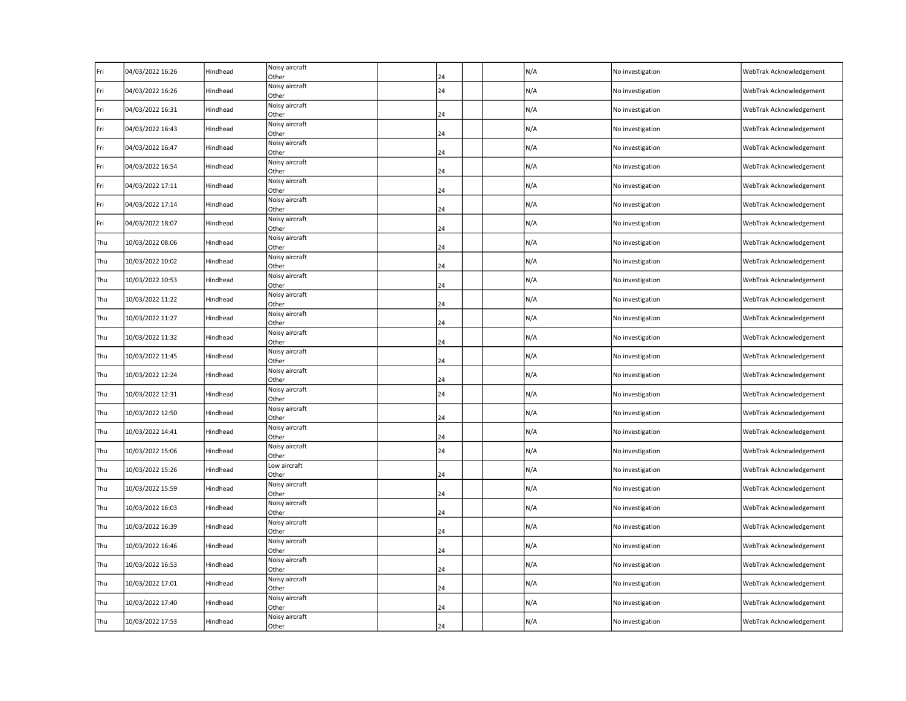| | | | | | | | | | | |
|---|---|---|---|---|---|---|---|---|---|---|
| Fri | 04/03/2022 16:26 | Hindhead | Noisy aircraft<br>Other | | 24 | | | N/A | No investigation | WebTrak Acknowledgement |
| Fri | 04/03/2022 16:26 | Hindhead | Noisy aircraft<br>Other | | 24 | | | N/A | No investigation | WebTrak Acknowledgement |
| Fri | 04/03/2022 16:31 | Hindhead | Noisy aircraft<br>Other | | 24 | | | N/A | No investigation | WebTrak Acknowledgement |
| Fri | 04/03/2022 16:43 | Hindhead | Noisy aircraft<br>Other | | 24 | | | N/A | No investigation | WebTrak Acknowledgement |
| Fri | 04/03/2022 16:47 | Hindhead | Noisy aircraft<br>Other | | 24 | | | N/A | No investigation | WebTrak Acknowledgement |
| Fri | 04/03/2022 16:54 | Hindhead | Noisy aircraft<br>Other | | 24 | | | N/A | No investigation | WebTrak Acknowledgement |
| Fri | 04/03/2022 17:11 | Hindhead | Noisy aircraft<br>Other | | 24 | | | N/A | No investigation | WebTrak Acknowledgement |
| Fri | 04/03/2022 17:14 | Hindhead | Noisy aircraft<br>Other | | 24 | | | N/A | No investigation | WebTrak Acknowledgement |
| Fri | 04/03/2022 18:07 | Hindhead | Noisy aircraft<br>Other | | 24 | | | N/A | No investigation | WebTrak Acknowledgement |
| Thu | 10/03/2022 08:06 | Hindhead | Noisy aircraft<br>Other | | 24 | | | N/A | No investigation | WebTrak Acknowledgement |
| Thu | 10/03/2022 10:02 | Hindhead | Noisy aircraft<br>Other | | 24 | | | N/A | No investigation | WebTrak Acknowledgement |
| Thu | 10/03/2022 10:53 | Hindhead | Noisy aircraft<br>Other | | 24 | | | N/A | No investigation | WebTrak Acknowledgement |
| Thu | 10/03/2022 11:22 | Hindhead | Noisy aircraft<br>Other | | 24 | | | N/A | No investigation | WebTrak Acknowledgement |
| Thu | 10/03/2022 11:27 | Hindhead | Noisy aircraft<br>Other | | 24 | | | N/A | No investigation | WebTrak Acknowledgement |
| Thu | 10/03/2022 11:32 | Hindhead | Noisy aircraft<br>Other | | 24 | | | N/A | No investigation | WebTrak Acknowledgement |
| Thu | 10/03/2022 11:45 | Hindhead | Noisy aircraft<br>Other | | 24 | | | N/A | No investigation | WebTrak Acknowledgement |
| Thu | 10/03/2022 12:24 | Hindhead | Noisy aircraft<br>Other | | 24 | | | N/A | No investigation | WebTrak Acknowledgement |
| Thu | 10/03/2022 12:31 | Hindhead | Noisy aircraft<br>Other | | 24 | | | N/A | No investigation | WebTrak Acknowledgement |
| Thu | 10/03/2022 12:50 | Hindhead | Noisy aircraft<br>Other | | 24 | | | N/A | No investigation | WebTrak Acknowledgement |
| Thu | 10/03/2022 14:41 | Hindhead | Noisy aircraft<br>Other | | 24 | | | N/A | No investigation | WebTrak Acknowledgement |
| Thu | 10/03/2022 15:06 | Hindhead | Noisy aircraft<br>Other | | 24 | | | N/A | No investigation | WebTrak Acknowledgement |
| Thu | 10/03/2022 15:26 | Hindhead | Low aircraft<br>Other | | 24 | | | N/A | No investigation | WebTrak Acknowledgement |
| Thu | 10/03/2022 15:59 | Hindhead | Noisy aircraft<br>Other | | 24 | | | N/A | No investigation | WebTrak Acknowledgement |
| Thu | 10/03/2022 16:03 | Hindhead | Noisy aircraft<br>Other | | 24 | | | N/A | No investigation | WebTrak Acknowledgement |
| Thu | 10/03/2022 16:39 | Hindhead | Noisy aircraft<br>Other | | 24 | | | N/A | No investigation | WebTrak Acknowledgement |
| Thu | 10/03/2022 16:46 | Hindhead | Noisy aircraft<br>Other | | 24 | | | N/A | No investigation | WebTrak Acknowledgement |
| Thu | 10/03/2022 16:53 | Hindhead | Noisy aircraft<br>Other | | 24 | | | N/A | No investigation | WebTrak Acknowledgement |
| Thu | 10/03/2022 17:01 | Hindhead | Noisy aircraft<br>Other | | 24 | | | N/A | No investigation | WebTrak Acknowledgement |
| Thu | 10/03/2022 17:40 | Hindhead | Noisy aircraft<br>Other | | 24 | | | N/A | No investigation | WebTrak Acknowledgement |
| Thu | 10/03/2022 17:53 | Hindhead | Noisy aircraft<br>Other | | 24 | | | N/A | No investigation | WebTrak Acknowledgement |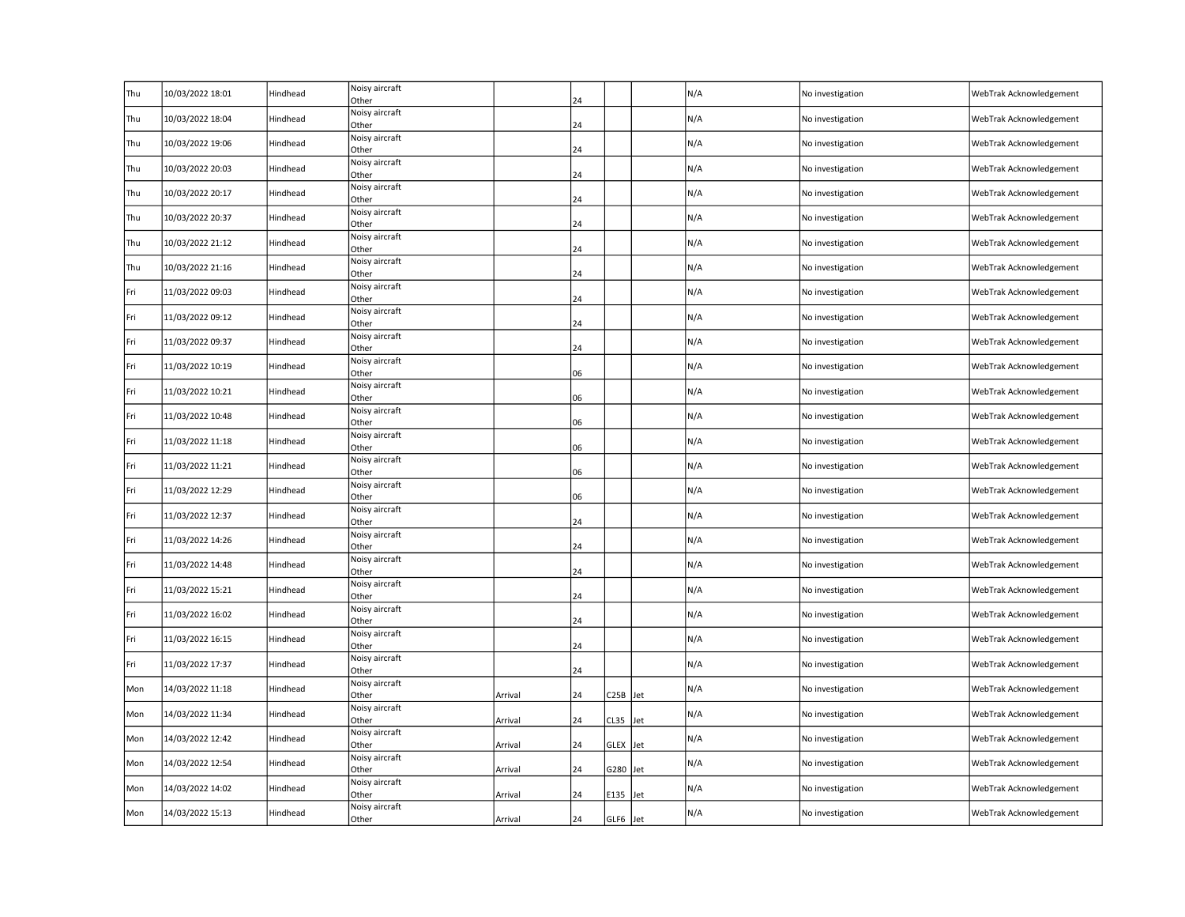| | | | | | | | | | | |
|---|---|---|---|---|---|---|---|---|---|---|
| Thu | 10/03/2022 18:01 | Hindhead | Noisy aircraft Other | | 24 | | | N/A | No investigation | WebTrak Acknowledgement |
| Thu | 10/03/2022 18:04 | Hindhead | Noisy aircraft Other | | 24 | | | N/A | No investigation | WebTrak Acknowledgement |
| Thu | 10/03/2022 19:06 | Hindhead | Noisy aircraft Other | | 24 | | | N/A | No investigation | WebTrak Acknowledgement |
| Thu | 10/03/2022 20:03 | Hindhead | Noisy aircraft Other | | 24 | | | N/A | No investigation | WebTrak Acknowledgement |
| Thu | 10/03/2022 20:17 | Hindhead | Noisy aircraft Other | | 24 | | | N/A | No investigation | WebTrak Acknowledgement |
| Thu | 10/03/2022 20:37 | Hindhead | Noisy aircraft Other | | 24 | | | N/A | No investigation | WebTrak Acknowledgement |
| Thu | 10/03/2022 21:12 | Hindhead | Noisy aircraft Other | | 24 | | | N/A | No investigation | WebTrak Acknowledgement |
| Thu | 10/03/2022 21:16 | Hindhead | Noisy aircraft Other | | 24 | | | N/A | No investigation | WebTrak Acknowledgement |
| Fri | 11/03/2022 09:03 | Hindhead | Noisy aircraft Other | | 24 | | | N/A | No investigation | WebTrak Acknowledgement |
| Fri | 11/03/2022 09:12 | Hindhead | Noisy aircraft Other | | 24 | | | N/A | No investigation | WebTrak Acknowledgement |
| Fri | 11/03/2022 09:37 | Hindhead | Noisy aircraft Other | | 24 | | | N/A | No investigation | WebTrak Acknowledgement |
| Fri | 11/03/2022 10:19 | Hindhead | Noisy aircraft Other | | 06 | | | N/A | No investigation | WebTrak Acknowledgement |
| Fri | 11/03/2022 10:21 | Hindhead | Noisy aircraft Other | | 06 | | | N/A | No investigation | WebTrak Acknowledgement |
| Fri | 11/03/2022 10:48 | Hindhead | Noisy aircraft Other | | 06 | | | N/A | No investigation | WebTrak Acknowledgement |
| Fri | 11/03/2022 11:18 | Hindhead | Noisy aircraft Other | | 06 | | | N/A | No investigation | WebTrak Acknowledgement |
| Fri | 11/03/2022 11:21 | Hindhead | Noisy aircraft Other | | 06 | | | N/A | No investigation | WebTrak Acknowledgement |
| Fri | 11/03/2022 12:29 | Hindhead | Noisy aircraft Other | | 06 | | | N/A | No investigation | WebTrak Acknowledgement |
| Fri | 11/03/2022 12:37 | Hindhead | Noisy aircraft Other | | 24 | | | N/A | No investigation | WebTrak Acknowledgement |
| Fri | 11/03/2022 14:26 | Hindhead | Noisy aircraft Other | | 24 | | | N/A | No investigation | WebTrak Acknowledgement |
| Fri | 11/03/2022 14:48 | Hindhead | Noisy aircraft Other | | 24 | | | N/A | No investigation | WebTrak Acknowledgement |
| Fri | 11/03/2022 15:21 | Hindhead | Noisy aircraft Other | | 24 | | | N/A | No investigation | WebTrak Acknowledgement |
| Fri | 11/03/2022 16:02 | Hindhead | Noisy aircraft Other | | 24 | | | N/A | No investigation | WebTrak Acknowledgement |
| Fri | 11/03/2022 16:15 | Hindhead | Noisy aircraft Other | | 24 | | | N/A | No investigation | WebTrak Acknowledgement |
| Fri | 11/03/2022 17:37 | Hindhead | Noisy aircraft Other | | 24 | | | N/A | No investigation | WebTrak Acknowledgement |
| Mon | 14/03/2022 11:18 | Hindhead | Noisy aircraft Other | Arrival | 24 | C25B | Jet | N/A | No investigation | WebTrak Acknowledgement |
| Mon | 14/03/2022 11:34 | Hindhead | Noisy aircraft Other | Arrival | 24 | CL35 | Jet | N/A | No investigation | WebTrak Acknowledgement |
| Mon | 14/03/2022 12:42 | Hindhead | Noisy aircraft Other | Arrival | 24 | GLEX | Jet | N/A | No investigation | WebTrak Acknowledgement |
| Mon | 14/03/2022 12:54 | Hindhead | Noisy aircraft Other | Arrival | 24 | G280 | Jet | N/A | No investigation | WebTrak Acknowledgement |
| Mon | 14/03/2022 14:02 | Hindhead | Noisy aircraft Other | Arrival | 24 | E135 | Jet | N/A | No investigation | WebTrak Acknowledgement |
| Mon | 14/03/2022 15:13 | Hindhead | Noisy aircraft Other | Arrival | 24 | GLF6 | Jet | N/A | No investigation | WebTrak Acknowledgement |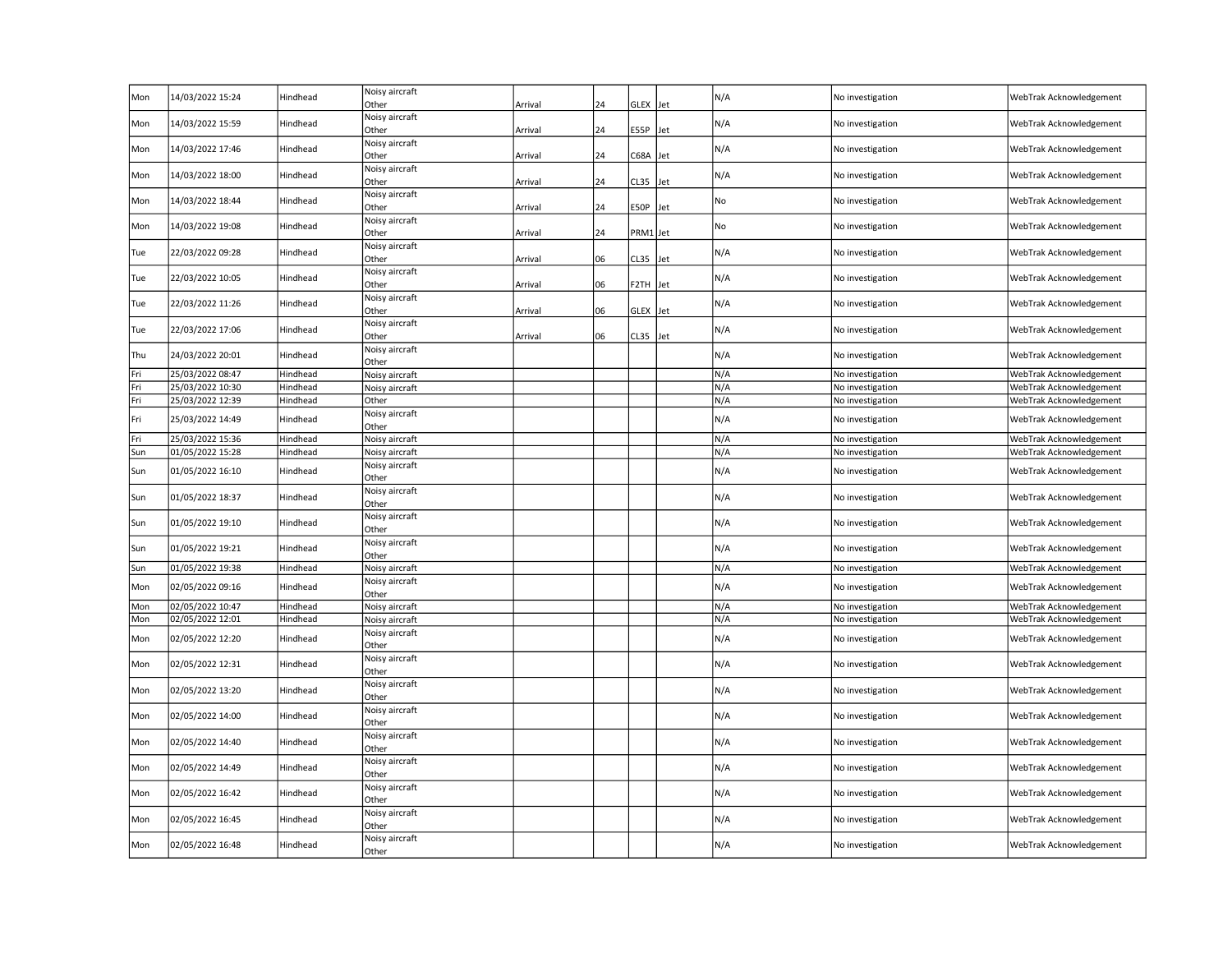| | | | | | | | | | | |
|---|---|---|---|---|---|---|---|---|---|---|
| Mon | 14/03/2022 15:24 | Hindhead | Noisy aircraft Other | Arrival | 24 | GLEX | Jet | N/A | No investigation | WebTrak Acknowledgement |
| Mon | 14/03/2022 15:59 | Hindhead | Noisy aircraft Other | Arrival | 24 | E55P | Jet | N/A | No investigation | WebTrak Acknowledgement |
| Mon | 14/03/2022 17:46 | Hindhead | Noisy aircraft Other | Arrival | 24 | C68A | Jet | N/A | No investigation | WebTrak Acknowledgement |
| Mon | 14/03/2022 18:00 | Hindhead | Noisy aircraft Other | Arrival | 24 | CL35 | Jet | N/A | No investigation | WebTrak Acknowledgement |
| Mon | 14/03/2022 18:44 | Hindhead | Noisy aircraft Other | Arrival | 24 | E50P | Jet | No | No investigation | WebTrak Acknowledgement |
| Mon | 14/03/2022 19:08 | Hindhead | Noisy aircraft Other | Arrival | 24 | PRM1 | Jet | No | No investigation | WebTrak Acknowledgement |
| Tue | 22/03/2022 09:28 | Hindhead | Noisy aircraft Other | Arrival | 06 | CL35 | Jet | N/A | No investigation | WebTrak Acknowledgement |
| Tue | 22/03/2022 10:05 | Hindhead | Noisy aircraft Other | Arrival | 06 | F2TH | Jet | N/A | No investigation | WebTrak Acknowledgement |
| Tue | 22/03/2022 11:26 | Hindhead | Noisy aircraft Other | Arrival | 06 | GLEX | Jet | N/A | No investigation | WebTrak Acknowledgement |
| Tue | 22/03/2022 17:06 | Hindhead | Noisy aircraft Other | Arrival | 06 | CL35 | Jet | N/A | No investigation | WebTrak Acknowledgement |
| Thu | 24/03/2022 20:01 | Hindhead | Noisy aircraft Other | | | | | N/A | No investigation | WebTrak Acknowledgement |
| Fri | 25/03/2022 08:47 | Hindhead | Noisy aircraft | | | | | N/A | No investigation | WebTrak Acknowledgement |
| Fri | 25/03/2022 10:30 | Hindhead | Noisy aircraft | | | | | N/A | No investigation | WebTrak Acknowledgement |
| Fri | 25/03/2022 12:39 | Hindhead | Other | | | | | N/A | No investigation | WebTrak Acknowledgement |
| Fri | 25/03/2022 14:49 | Hindhead | Noisy aircraft Other | | | | | N/A | No investigation | WebTrak Acknowledgement |
| Fri | 25/03/2022 15:36 | Hindhead | Noisy aircraft | | | | | N/A | No investigation | WebTrak Acknowledgement |
| Sun | 01/05/2022 15:28 | Hindhead | Noisy aircraft | | | | | N/A | No investigation | WebTrak Acknowledgement |
| Sun | 01/05/2022 16:10 | Hindhead | Noisy aircraft Other | | | | | N/A | No investigation | WebTrak Acknowledgement |
| Sun | 01/05/2022 18:37 | Hindhead | Noisy aircraft Other | | | | | N/A | No investigation | WebTrak Acknowledgement |
| Sun | 01/05/2022 19:10 | Hindhead | Noisy aircraft Other | | | | | N/A | No investigation | WebTrak Acknowledgement |
| Sun | 01/05/2022 19:21 | Hindhead | Noisy aircraft Other | | | | | N/A | No investigation | WebTrak Acknowledgement |
| Sun | 01/05/2022 19:38 | Hindhead | Noisy aircraft | | | | | N/A | No investigation | WebTrak Acknowledgement |
| Mon | 02/05/2022 09:16 | Hindhead | Noisy aircraft Other | | | | | N/A | No investigation | WebTrak Acknowledgement |
| Mon | 02/05/2022 10:47 | Hindhead | Noisy aircraft | | | | | N/A | No investigation | WebTrak Acknowledgement |
| Mon | 02/05/2022 12:01 | Hindhead | Noisy aircraft | | | | | N/A | No investigation | WebTrak Acknowledgement |
| Mon | 02/05/2022 12:20 | Hindhead | Noisy aircraft Other | | | | | N/A | No investigation | WebTrak Acknowledgement |
| Mon | 02/05/2022 12:31 | Hindhead | Noisy aircraft Other | | | | | N/A | No investigation | WebTrak Acknowledgement |
| Mon | 02/05/2022 13:20 | Hindhead | Noisy aircraft Other | | | | | N/A | No investigation | WebTrak Acknowledgement |
| Mon | 02/05/2022 14:00 | Hindhead | Noisy aircraft Other | | | | | N/A | No investigation | WebTrak Acknowledgement |
| Mon | 02/05/2022 14:40 | Hindhead | Noisy aircraft Other | | | | | N/A | No investigation | WebTrak Acknowledgement |
| Mon | 02/05/2022 14:49 | Hindhead | Noisy aircraft Other | | | | | N/A | No investigation | WebTrak Acknowledgement |
| Mon | 02/05/2022 16:42 | Hindhead | Noisy aircraft Other | | | | | N/A | No investigation | WebTrak Acknowledgement |
| Mon | 02/05/2022 16:45 | Hindhead | Noisy aircraft Other | | | | | N/A | No investigation | WebTrak Acknowledgement |
| Mon | 02/05/2022 16:48 | Hindhead | Noisy aircraft Other | | | | | N/A | No investigation | WebTrak Acknowledgement |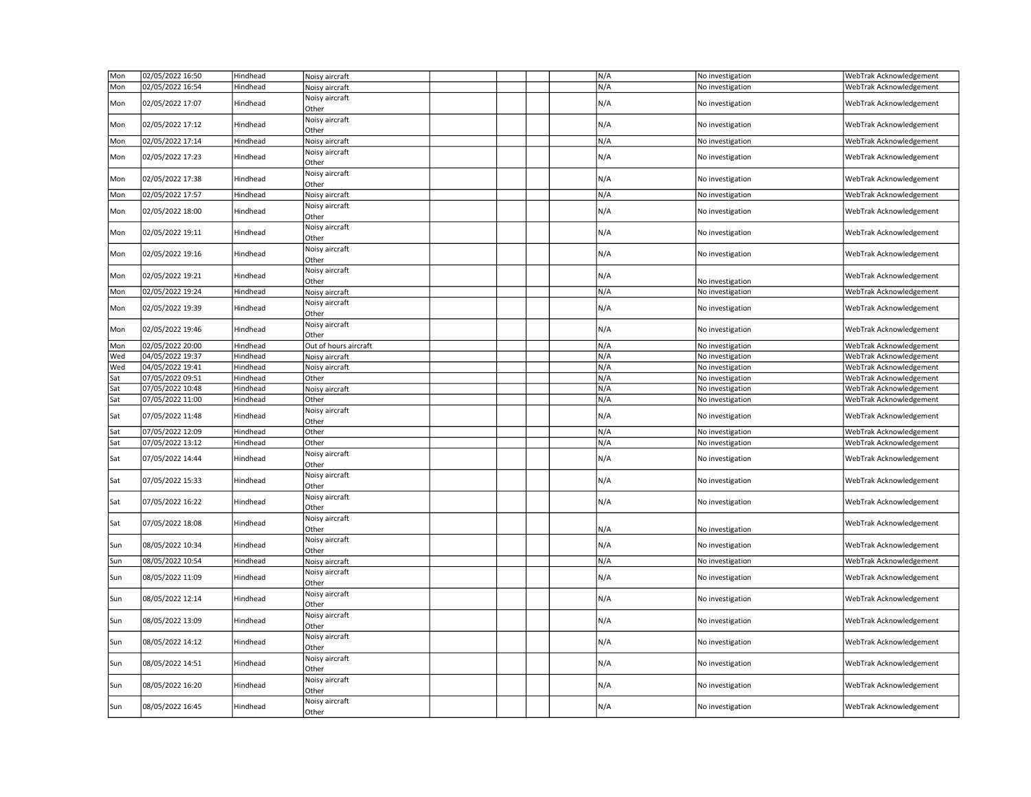| | | | | | | | | | | |
|---|---|---|---|---|---|---|---|---|---|---|
| Mon | 02/05/2022 16:50 | Hindhead | Noisy aircraft | | | | | N/A | No investigation | WebTrak Acknowledgement |
| Mon | 02/05/2022 16:54 | Hindhead | Noisy aircraft | | | | | N/A | No investigation | WebTrak Acknowledgement |
| Mon | 02/05/2022 17:07 | Hindhead | Noisy aircraft Other | | | | | N/A | No investigation | WebTrak Acknowledgement |
| Mon | 02/05/2022 17:12 | Hindhead | Noisy aircraft Other | | | | | N/A | No investigation | WebTrak Acknowledgement |
| Mon | 02/05/2022 17:14 | Hindhead | Noisy aircraft | | | | | N/A | No investigation | WebTrak Acknowledgement |
| Mon | 02/05/2022 17:23 | Hindhead | Noisy aircraft Other | | | | | N/A | No investigation | WebTrak Acknowledgement |
| Mon | 02/05/2022 17:38 | Hindhead | Noisy aircraft Other | | | | | N/A | No investigation | WebTrak Acknowledgement |
| Mon | 02/05/2022 17:57 | Hindhead | Noisy aircraft | | | | | N/A | No investigation | WebTrak Acknowledgement |
| Mon | 02/05/2022 18:00 | Hindhead | Noisy aircraft Other | | | | | N/A | No investigation | WebTrak Acknowledgement |
| Mon | 02/05/2022 19:11 | Hindhead | Noisy aircraft Other | | | | | N/A | No investigation | WebTrak Acknowledgement |
| Mon | 02/05/2022 19:16 | Hindhead | Noisy aircraft Other | | | | | N/A | No investigation | WebTrak Acknowledgement |
| Mon | 02/05/2022 19:21 | Hindhead | Noisy aircraft Other | | | | | N/A | No investigation | WebTrak Acknowledgement |
| Mon | 02/05/2022 19:24 | Hindhead | Noisy aircraft | | | | | N/A | No investigation | WebTrak Acknowledgement |
| Mon | 02/05/2022 19:39 | Hindhead | Noisy aircraft Other | | | | | N/A | No investigation | WebTrak Acknowledgement |
| Mon | 02/05/2022 19:46 | Hindhead | Noisy aircraft Other | | | | | N/A | No investigation | WebTrak Acknowledgement |
| Mon | 02/05/2022 20:00 | Hindhead | Out of hours aircraft | | | | | N/A | No investigation | WebTrak Acknowledgement |
| Wed | 04/05/2022 19:37 | Hindhead | Noisy aircraft | | | | | N/A | No investigation | WebTrak Acknowledgement |
| Wed | 04/05/2022 19:41 | Hindhead | Noisy aircraft | | | | | N/A | No investigation | WebTrak Acknowledgement |
| Sat | 07/05/2022 09:51 | Hindhead | Other | | | | | N/A | No investigation | WebTrak Acknowledgement |
| Sat | 07/05/2022 10:48 | Hindhead | Noisy aircraft | | | | | N/A | No investigation | WebTrak Acknowledgement |
| Sat | 07/05/2022 11:00 | Hindhead | Other | | | | | N/A | No investigation | WebTrak Acknowledgement |
| Sat | 07/05/2022 11:48 | Hindhead | Noisy aircraft Other | | | | | N/A | No investigation | WebTrak Acknowledgement |
| Sat | 07/05/2022 12:09 | Hindhead | Other | | | | | N/A | No investigation | WebTrak Acknowledgement |
| Sat | 07/05/2022 13:12 | Hindhead | Other | | | | | N/A | No investigation | WebTrak Acknowledgement |
| Sat | 07/05/2022 14:44 | Hindhead | Noisy aircraft Other | | | | | N/A | No investigation | WebTrak Acknowledgement |
| Sat | 07/05/2022 15:33 | Hindhead | Noisy aircraft Other | | | | | N/A | No investigation | WebTrak Acknowledgement |
| Sat | 07/05/2022 16:22 | Hindhead | Noisy aircraft Other | | | | | N/A | No investigation | WebTrak Acknowledgement |
| Sat | 07/05/2022 18:08 | Hindhead | Noisy aircraft Other | | | | | N/A | No investigation | WebTrak Acknowledgement |
| Sun | 08/05/2022 10:34 | Hindhead | Noisy aircraft Other | | | | | N/A | No investigation | WebTrak Acknowledgement |
| Sun | 08/05/2022 10:54 | Hindhead | Noisy aircraft | | | | | N/A | No investigation | WebTrak Acknowledgement |
| Sun | 08/05/2022 11:09 | Hindhead | Noisy aircraft Other | | | | | N/A | No investigation | WebTrak Acknowledgement |
| Sun | 08/05/2022 12:14 | Hindhead | Noisy aircraft Other | | | | | N/A | No investigation | WebTrak Acknowledgement |
| Sun | 08/05/2022 13:09 | Hindhead | Noisy aircraft Other | | | | | N/A | No investigation | WebTrak Acknowledgement |
| Sun | 08/05/2022 14:12 | Hindhead | Noisy aircraft Other | | | | | N/A | No investigation | WebTrak Acknowledgement |
| Sun | 08/05/2022 14:51 | Hindhead | Noisy aircraft Other | | | | | N/A | No investigation | WebTrak Acknowledgement |
| Sun | 08/05/2022 16:20 | Hindhead | Noisy aircraft Other | | | | | N/A | No investigation | WebTrak Acknowledgement |
| Sun | 08/05/2022 16:45 | Hindhead | Noisy aircraft Other | | | | | N/A | No investigation | WebTrak Acknowledgement |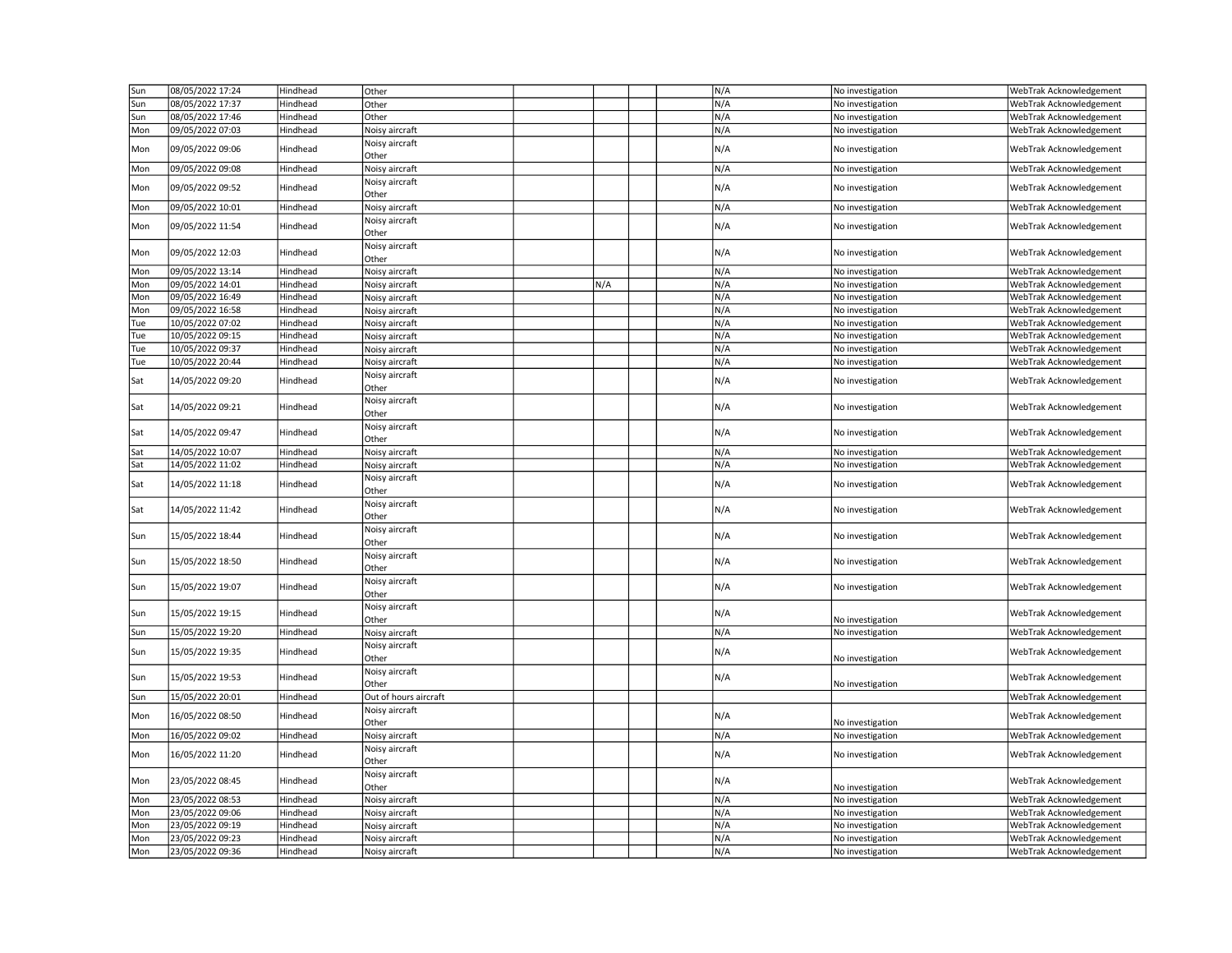| | | | | | | | | | | |
|---|---|---|---|---|---|---|---|---|---|---|
| Sun | 08/05/2022 17:24 | Hindhead | Other | | | | | N/A | No investigation | WebTrak Acknowledgement |
| Sun | 08/05/2022 17:37 | Hindhead | Other | | | | | N/A | No investigation | WebTrak Acknowledgement |
| Sun | 08/05/2022 17:46 | Hindhead | Other | | | | | N/A | No investigation | WebTrak Acknowledgement |
| Mon | 09/05/2022 07:03 | Hindhead | Noisy aircraft | | | | | N/A | No investigation | WebTrak Acknowledgement |
| Mon | 09/05/2022 09:06 | Hindhead | Noisy aircraft<br>Other | | | | | N/A | No investigation | WebTrak Acknowledgement |
| Mon | 09/05/2022 09:08 | Hindhead | Noisy aircraft | | | | | N/A | No investigation | WebTrak Acknowledgement |
| Mon | 09/05/2022 09:52 | Hindhead | Noisy aircraft<br>Other | | | | | N/A | No investigation | WebTrak Acknowledgement |
| Mon | 09/05/2022 10:01 | Hindhead | Noisy aircraft | | | | | N/A | No investigation | WebTrak Acknowledgement |
| Mon | 09/05/2022 11:54 | Hindhead | Noisy aircraft<br>Other | | | | | N/A | No investigation | WebTrak Acknowledgement |
| Mon | 09/05/2022 12:03 | Hindhead | Noisy aircraft<br>Other | | | | | N/A | No investigation | WebTrak Acknowledgement |
| Mon | 09/05/2022 13:14 | Hindhead | Noisy aircraft | | | | | N/A | No investigation | WebTrak Acknowledgement |
| Mon | 09/05/2022 14:01 | Hindhead | Noisy aircraft | | N/A | | | N/A | No investigation | WebTrak Acknowledgement |
| Mon | 09/05/2022 16:49 | Hindhead | Noisy aircraft | | | | | N/A | No investigation | WebTrak Acknowledgement |
| Mon | 09/05/2022 16:58 | Hindhead | Noisy aircraft | | | | | N/A | No investigation | WebTrak Acknowledgement |
| Tue | 10/05/2022 07:02 | Hindhead | Noisy aircraft | | | | | N/A | No investigation | WebTrak Acknowledgement |
| Tue | 10/05/2022 09:15 | Hindhead | Noisy aircraft | | | | | N/A | No investigation | WebTrak Acknowledgement |
| Tue | 10/05/2022 09:37 | Hindhead | Noisy aircraft | | | | | N/A | No investigation | WebTrak Acknowledgement |
| Tue | 10/05/2022 20:44 | Hindhead | Noisy aircraft | | | | | N/A | No investigation | WebTrak Acknowledgement |
| Sat | 14/05/2022 09:20 | Hindhead | Noisy aircraft<br>Other | | | | | N/A | No investigation | WebTrak Acknowledgement |
| Sat | 14/05/2022 09:21 | Hindhead | Noisy aircraft<br>Other | | | | | N/A | No investigation | WebTrak Acknowledgement |
| Sat | 14/05/2022 09:47 | Hindhead | Noisy aircraft<br>Other | | | | | N/A | No investigation | WebTrak Acknowledgement |
| Sat | 14/05/2022 10:07 | Hindhead | Noisy aircraft | | | | | N/A | No investigation | WebTrak Acknowledgement |
| Sat | 14/05/2022 11:02 | Hindhead | Noisy aircraft | | | | | N/A | No investigation | WebTrak Acknowledgement |
| Sat | 14/05/2022 11:18 | Hindhead | Noisy aircraft<br>Other | | | | | N/A | No investigation | WebTrak Acknowledgement |
| Sat | 14/05/2022 11:42 | Hindhead | Noisy aircraft<br>Other | | | | | N/A | No investigation | WebTrak Acknowledgement |
| Sun | 15/05/2022 18:44 | Hindhead | Noisy aircraft<br>Other | | | | | N/A | No investigation | WebTrak Acknowledgement |
| Sun | 15/05/2022 18:50 | Hindhead | Noisy aircraft<br>Other | | | | | N/A | No investigation | WebTrak Acknowledgement |
| Sun | 15/05/2022 19:07 | Hindhead | Noisy aircraft<br>Other | | | | | N/A | No investigation | WebTrak Acknowledgement |
| Sun | 15/05/2022 19:15 | Hindhead | Noisy aircraft<br>Other | | | | | N/A | No investigation | WebTrak Acknowledgement |
| Sun | 15/05/2022 19:20 | Hindhead | Noisy aircraft | | | | | N/A | No investigation | WebTrak Acknowledgement |
| Sun | 15/05/2022 19:35 | Hindhead | Noisy aircraft<br>Other | | | | | N/A | No investigation | WebTrak Acknowledgement |
| Sun | 15/05/2022 19:53 | Hindhead | Noisy aircraft<br>Other | | | | | N/A | No investigation | WebTrak Acknowledgement |
| Sun | 15/05/2022 20:01 | Hindhead | Out of hours aircraft | | | | | | | WebTrak Acknowledgement |
| Mon | 16/05/2022 08:50 | Hindhead | Noisy aircraft<br>Other | | | | | N/A | No investigation | WebTrak Acknowledgement |
| Mon | 16/05/2022 09:02 | Hindhead | Noisy aircraft | | | | | N/A | No investigation | WebTrak Acknowledgement |
| Mon | 16/05/2022 11:20 | Hindhead | Noisy aircraft<br>Other | | | | | N/A | No investigation | WebTrak Acknowledgement |
| Mon | 23/05/2022 08:45 | Hindhead | Noisy aircraft<br>Other | | | | | N/A | No investigation | WebTrak Acknowledgement |
| Mon | 23/05/2022 08:53 | Hindhead | Noisy aircraft | | | | | N/A | No investigation | WebTrak Acknowledgement |
| Mon | 23/05/2022 09:06 | Hindhead | Noisy aircraft | | | | | N/A | No investigation | WebTrak Acknowledgement |
| Mon | 23/05/2022 09:19 | Hindhead | Noisy aircraft | | | | | N/A | No investigation | WebTrak Acknowledgement |
| Mon | 23/05/2022 09:23 | Hindhead | Noisy aircraft | | | | | N/A | No investigation | WebTrak Acknowledgement |
| Mon | 23/05/2022 09:36 | Hindhead | Noisy aircraft | | | | | N/A | No investigation | WebTrak Acknowledgement |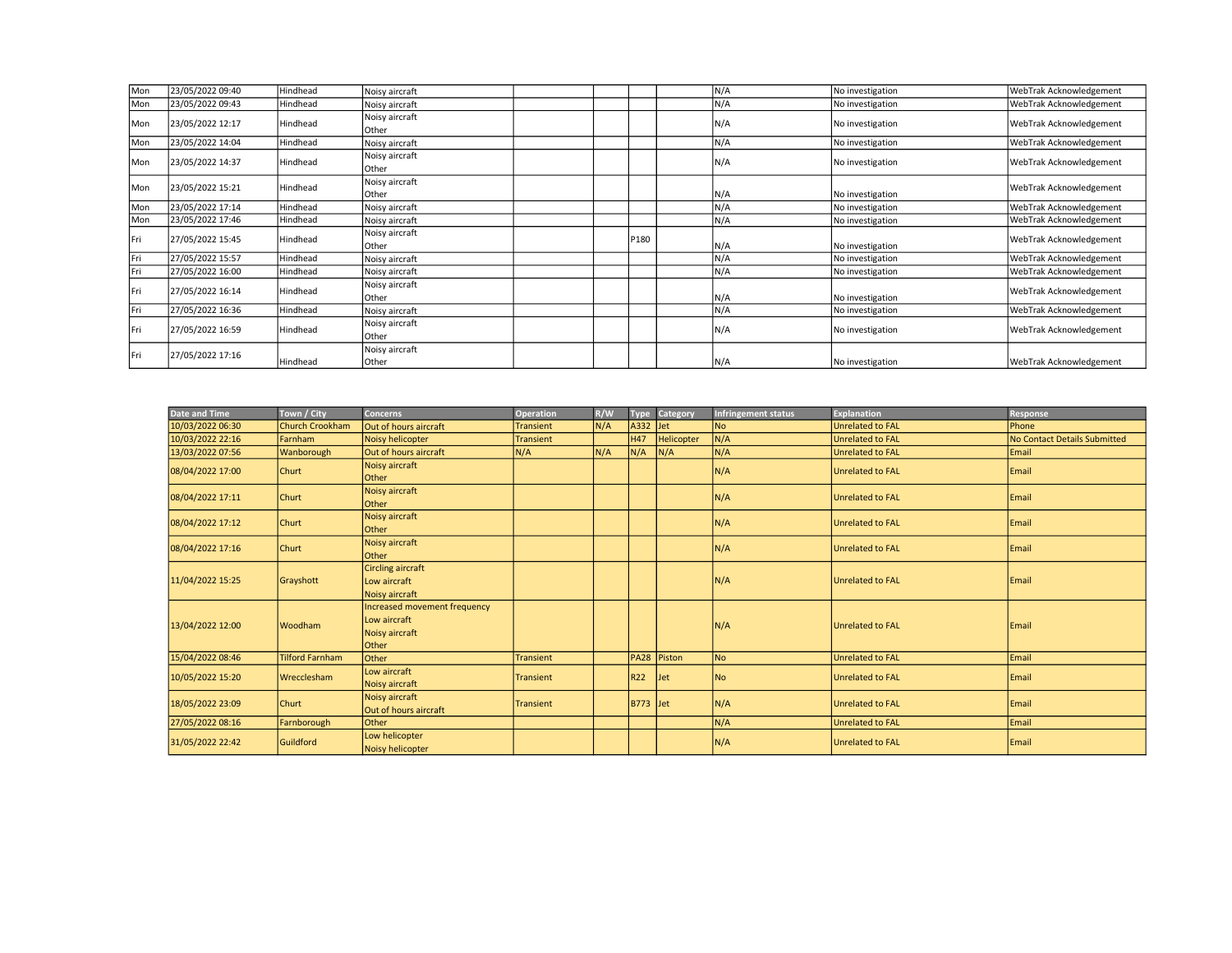| | | | | | | | | | | |
|---|---|---|---|---|---|---|---|---|---|---|
| Mon | 23/05/2022 09:40 | Hindhead | Noisy aircraft | | | | | N/A | No investigation | WebTrak Acknowledgement |
| Mon | 23/05/2022 09:43 | Hindhead | Noisy aircraft | | | | | N/A | No investigation | WebTrak Acknowledgement |
| Mon | 23/05/2022 12:17 | Hindhead | Noisy aircraft<br>Other | | | | | N/A | No investigation | WebTrak Acknowledgement |
| Mon | 23/05/2022 14:04 | Hindhead | Noisy aircraft | | | | | N/A | No investigation | WebTrak Acknowledgement |
| Mon | 23/05/2022 14:37 | Hindhead | Noisy aircraft<br>Other | | | | | N/A | No investigation | WebTrak Acknowledgement |
| Mon | 23/05/2022 15:21 | Hindhead | Noisy aircraft<br>Other | | | | | N/A | No investigation | WebTrak Acknowledgement |
| Mon | 23/05/2022 17:14 | Hindhead | Noisy aircraft | | | | | N/A | No investigation | WebTrak Acknowledgement |
| Mon | 23/05/2022 17:46 | Hindhead | Noisy aircraft | | | | | N/A | No investigation | WebTrak Acknowledgement |
| Fri | 27/05/2022 15:45 | Hindhead | Noisy aircraft<br>Other | | | P180 | | N/A | No investigation | WebTrak Acknowledgement |
| Fri | 27/05/2022 15:57 | Hindhead | Noisy aircraft | | | | | N/A | No investigation | WebTrak Acknowledgement |
| Fri | 27/05/2022 16:00 | Hindhead | Noisy aircraft | | | | | N/A | No investigation | WebTrak Acknowledgement |
| Fri | 27/05/2022 16:14 | Hindhead | Noisy aircraft<br>Other | | | | | N/A | No investigation | WebTrak Acknowledgement |
| Fri | 27/05/2022 16:36 | Hindhead | Noisy aircraft | | | | | N/A | No investigation | WebTrak Acknowledgement |
| Fri | 27/05/2022 16:59 | Hindhead | Noisy aircraft<br>Other | | | | | N/A | No investigation | WebTrak Acknowledgement |
| Fri | 27/05/2022 17:16 | Hindhead | Noisy aircraft<br>Other | | | | | N/A | No investigation | WebTrak Acknowledgement |

| Date and Time | Town / City | Concerns | Operation | R/W | Type | Category | Infringement status | Explanation | Response |
|---|---|---|---|---|---|---|---|---|---|
| 10/03/2022 06:30 | Church Crookham | Out of hours aircraft | Transient | N/A | A332 | Jet | No | Unrelated to FAL | Phone |
| 10/03/2022 22:16 | Farnham | Noisy helicopter | Transient | | H47 | Helicopter | N/A | Unrelated to FAL | No Contact Details Submitted |
| 13/03/2022 07:56 | Wanborough | Out of hours aircraft | N/A | N/A | N/A | N/A | N/A | Unrelated to FAL | Email |
| 08/04/2022 17:00 | Churt | Noisy aircraft<br>Other | | | | | N/A | Unrelated to FAL | Email |
| 08/04/2022 17:11 | Churt | Noisy aircraft<br>Other | | | | | N/A | Unrelated to FAL | Email |
| 08/04/2022 17:12 | Churt | Noisy aircraft<br>Other | | | | | N/A | Unrelated to FAL | Email |
| 08/04/2022 17:16 | Churt | Noisy aircraft<br>Other | | | | | N/A | Unrelated to FAL | Email |
| 11/04/2022 15:25 | Grayshott | Circling aircraft<br>Low aircraft<br>Noisy aircraft | | | | | N/A | Unrelated to FAL | Email |
| 13/04/2022 12:00 | Woodham | Increased movement frequency<br>Low aircraft<br>Noisy aircraft<br>Other | | | | | N/A | Unrelated to FAL | Email |
| 15/04/2022 08:46 | Tilford Farnham | Other | Transient | | PA28 | Piston | No | Unrelated to FAL | Email |
| 10/05/2022 15:20 | Wrecclesham | Low aircraft<br>Noisy aircraft | Transient | | R22 | Jet | No | Unrelated to FAL | Email |
| 18/05/2022 23:09 | Churt | Noisy aircraft<br>Out of hours aircraft | Transient | | B773 | Jet | N/A | Unrelated to FAL | Email |
| 27/05/2022 08:16 | Farnborough | Other | | | | | N/A | Unrelated to FAL | Email |
| 31/05/2022 22:42 | Guildford | Low helicopter<br>Noisy helicopter | | | | | N/A | Unrelated to FAL | Email |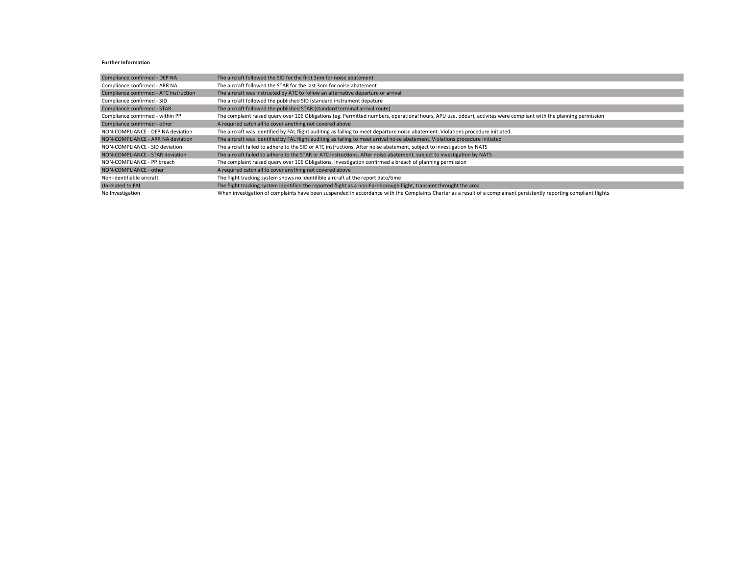**Further Information**

| | |
|---|---|
| Compliance confirmed - DEP NA | The aircraft followed the SID for the first 3nm for noise abatement |
| Compliance confirmed - ARR NA | The aircraft followed the STAR for the last 3nm for noise abatement |
| Compliance confirmed - ATC Instruction | The aircraft was instructed by ATC to follow an alternative departure or arrival |
| Compliance confirmed - SID | The aircraft followed the published SID (standard instrument depature |
| Compliance confirmed - STAR | The aircraft followed the published STAR (standard terminal arrival route) |
| Compliance confirmed - within PP | The complaint raised query over 106 Obligations (eg. Permitted numbers, operational hours, APU use, odour), activites were compliant with the planning permission |
| Compliance confirmed - other | A required catch all to cover anything not covered above |
| NON-COMPLIANCE - DEP NA deviation | The aircraft was identified by FAL flight auditing as failing to meet departure noise abatement. Violations procedure initiated |
| NON-COMPLIANCE - ARR NA deviation | The aircraft was identified by FAL flight auditing as failing to meet arrival noise abatement. Violations procedure initiated |
| NON-COMPLIANCE - SID deviation | The aircraft failed to adhere to the SID or ATC instructions. After noise abatement, subject to investigation by NATS |
| NON-COMPLIANCE - STAR deviation | The aircraft failed to adhere to the STAR or ATC instructions. After noise abatement, subject to investigation by NATS |
| NON-COMPLIANCE - PP breach | The complaint raised query over 106 Obligations, investigation confirmed a breach of planning permission |
| NON-COMPLIANCE - other | A required catch all to cover anything not covered above |
| Non-identifiable aircraft | The flight tracking system shows no identifible aircraft at the report date/time |
| Unrelated to FAL | The flight tracking system identified the reported flight as a non-Farnborough flight, transient throught the area |
| No Investigation | When investigation of complaints have been suspended in accordance with the Complaints Charter as a result of a complainant persistently reporting compliant flights |